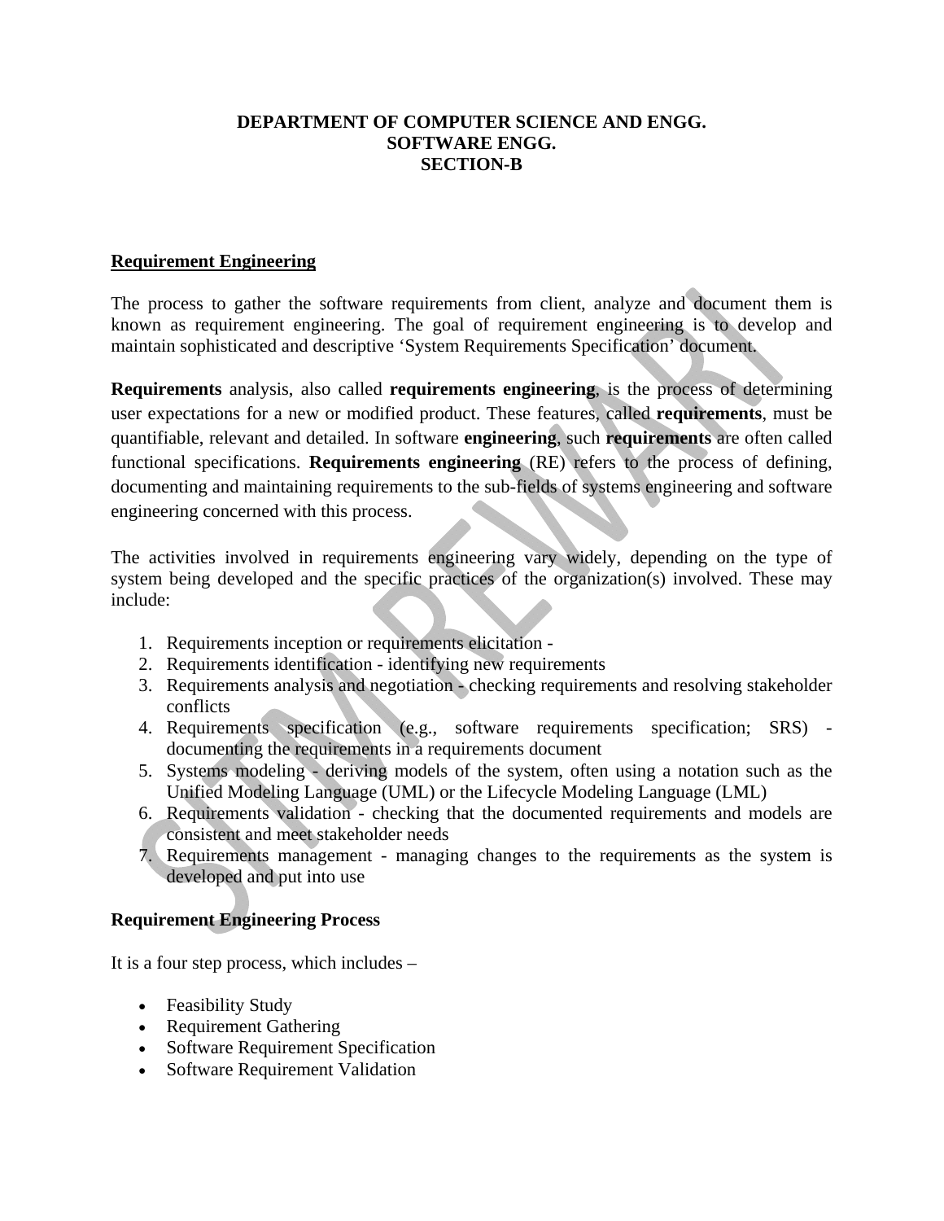**DEPARTMENT OF COMPUTER SCIENCE AND ENGG.**
**SOFTWARE ENGG.**
**SECTION-B**

## Requirement Engineering

The process to gather the software requirements from client, analyze and document them is known as requirement engineering. The goal of requirement engineering is to develop and maintain sophisticated and descriptive 'System Requirements Specification' document.

**Requirements** analysis, also called **requirements engineering**, is the process of determining user expectations for a new or modified product. These features, called **requirements**, must be quantifiable, relevant and detailed. In software **engineering**, such **requirements** are often called functional specifications. **Requirements engineering** (RE) refers to the process of defining, documenting and maintaining requirements to the sub-fields of systems engineering and software engineering concerned with this process.

The activities involved in requirements engineering vary widely, depending on the type of system being developed and the specific practices of the organization(s) involved. These may include:

1. Requirements inception or requirements elicitation -
2. Requirements identification - identifying new requirements
3. Requirements analysis and negotiation - checking requirements and resolving stakeholder conflicts
4. Requirements specification (e.g., software requirements specification; SRS) - documenting the requirements in a requirements document
5. Systems modeling - deriving models of the system, often using a notation such as the Unified Modeling Language (UML) or the Lifecycle Modeling Language (LML)
6. Requirements validation - checking that the documented requirements and models are consistent and meet stakeholder needs
7. Requirements management - managing changes to the requirements as the system is developed and put into use

### Requirement Engineering Process

It is a four step process, which includes –

- Feasibility Study
- Requirement Gathering
- Software Requirement Specification
- Software Requirement Validation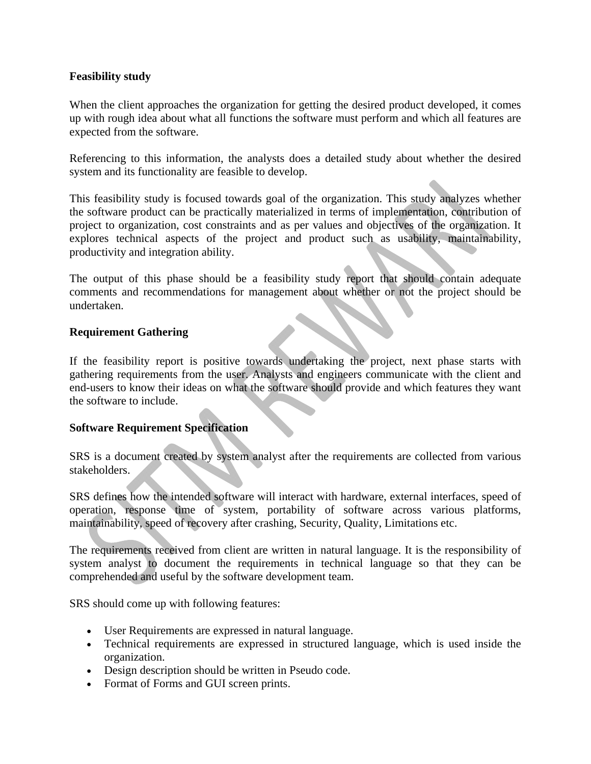**Feasibility study**

When the client approaches the organization for getting the desired product developed, it comes up with rough idea about what all functions the software must perform and which all features are expected from the software.

Referencing to this information, the analysts does a detailed study about whether the desired system and its functionality are feasible to develop.

This feasibility study is focused towards goal of the organization. This study analyzes whether the software product can be practically materialized in terms of implementation, contribution of project to organization, cost constraints and as per values and objectives of the organization. It explores technical aspects of the project and product such as usability, maintainability, productivity and integration ability.

The output of this phase should be a feasibility study report that should contain adequate comments and recommendations for management about whether or not the project should be undertaken.

**Requirement Gathering**

If the feasibility report is positive towards undertaking the project, next phase starts with gathering requirements from the user. Analysts and engineers communicate with the client and end-users to know their ideas on what the software should provide and which features they want the software to include.

**Software Requirement Specification**

SRS is a document created by system analyst after the requirements are collected from various stakeholders.

SRS defines how the intended software will interact with hardware, external interfaces, speed of operation, response time of system, portability of software across various platforms, maintainability, speed of recovery after crashing, Security, Quality, Limitations etc.

The requirements received from client are written in natural language. It is the responsibility of system analyst to document the requirements in technical language so that they can be comprehended and useful by the software development team.

SRS should come up with following features:

- User Requirements are expressed in natural language.
- Technical requirements are expressed in structured language, which is used inside the organization.
- Design description should be written in Pseudo code.
- Format of Forms and GUI screen prints.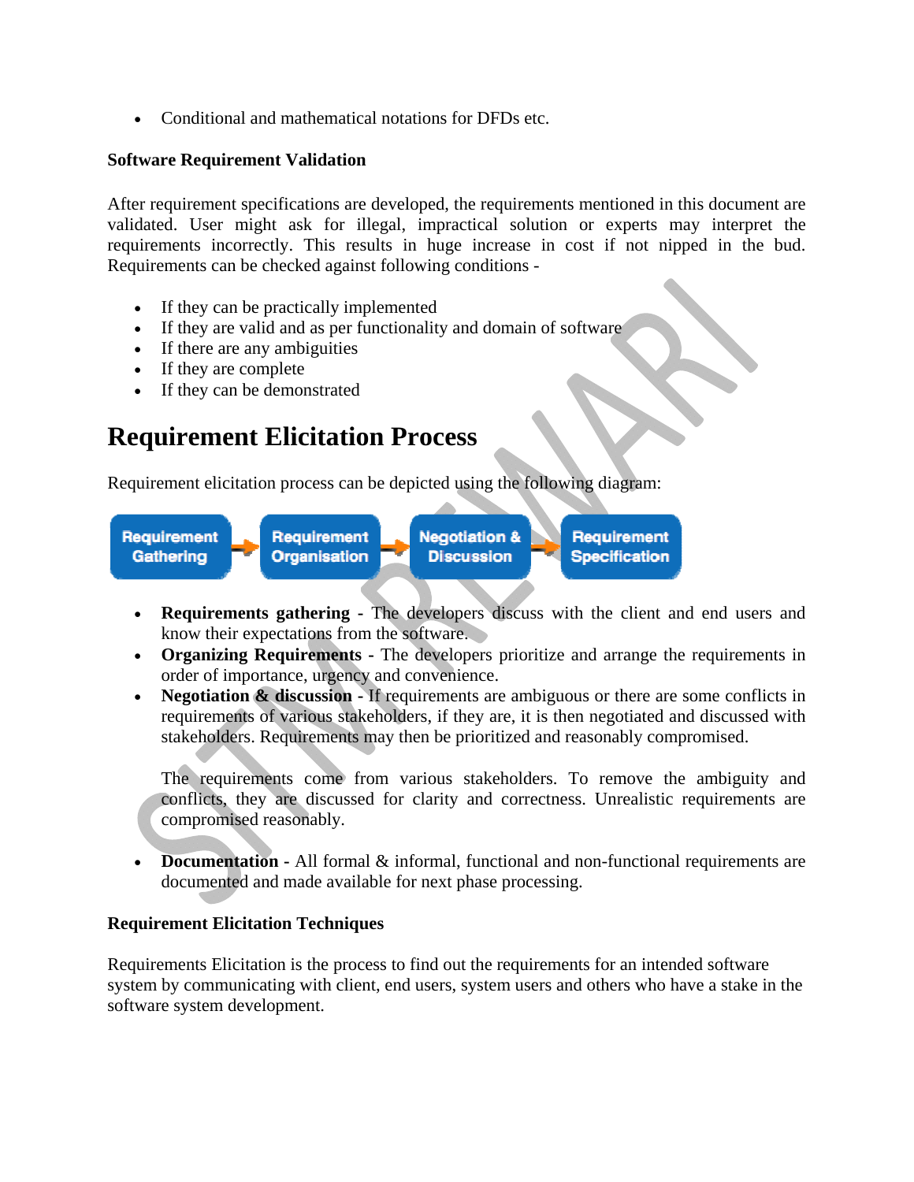- Conditional and mathematical notations for DFDs etc.

**Software Requirement Validation**

After requirement specifications are developed, the requirements mentioned in this document are validated. User might ask for illegal, impractical solution or experts may interpret the requirements incorrectly. This results in huge increase in cost if not nipped in the bud. Requirements can be checked against following conditions -

- If they can be practically implemented
- If they are valid and as per functionality and domain of software
- If there are any ambiguities
- If they are complete
- If they can be demonstrated

# Requirement Elicitation Process

Requirement elicitation process can be depicted using the following diagram:

Requirement Gathering → Requirement Organisation → Negotiation & Discussion → Requirement Specification

- **Requirements gathering -** The developers discuss with the client and end users and know their expectations from the software.
- **Organizing Requirements -** The developers prioritize and arrange the requirements in order of importance, urgency and convenience.
- **Negotiation & discussion -** If requirements are ambiguous or there are some conflicts in requirements of various stakeholders, if they are, it is then negotiated and discussed with stakeholders. Requirements may then be prioritized and reasonably compromised.

  The requirements come from various stakeholders. To remove the ambiguity and conflicts, they are discussed for clarity and correctness. Unrealistic requirements are compromised reasonably.

- **Documentation -** All formal & informal, functional and non-functional requirements are documented and made available for next phase processing.

**Requirement Elicitation Techniques**

Requirements Elicitation is the process to find out the requirements for an intended software system by communicating with client, end users, system users and others who have a stake in the software system development.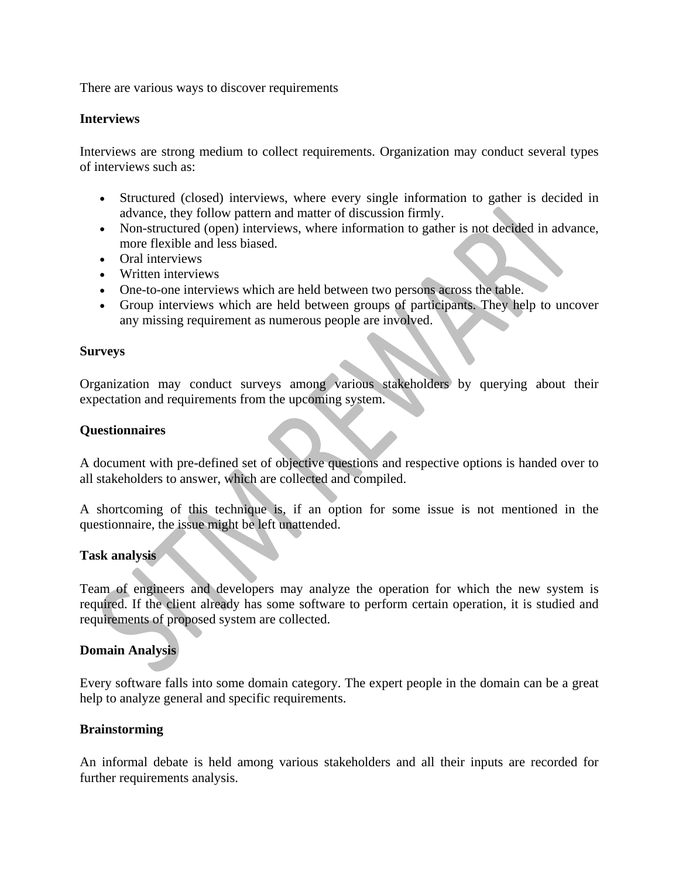There are various ways to discover requirements

**Interviews**

Interviews are strong medium to collect requirements. Organization may conduct several types of interviews such as:

- Structured (closed) interviews, where every single information to gather is decided in advance, they follow pattern and matter of discussion firmly.
- Non-structured (open) interviews, where information to gather is not decided in advance, more flexible and less biased.
- Oral interviews
- Written interviews
- One-to-one interviews which are held between two persons across the table.
- Group interviews which are held between groups of participants. They help to uncover any missing requirement as numerous people are involved.

**Surveys**

Organization may conduct surveys among various stakeholders by querying about their expectation and requirements from the upcoming system.

**Questionnaires**

A document with pre-defined set of objective questions and respective options is handed over to all stakeholders to answer, which are collected and compiled.

A shortcoming of this technique is, if an option for some issue is not mentioned in the questionnaire, the issue might be left unattended.

**Task analysis**

Team of engineers and developers may analyze the operation for which the new system is required. If the client already has some software to perform certain operation, it is studied and requirements of proposed system are collected.

**Domain Analysis**

Every software falls into some domain category. The expert people in the domain can be a great help to analyze general and specific requirements.

**Brainstorming**

An informal debate is held among various stakeholders and all their inputs are recorded for further requirements analysis.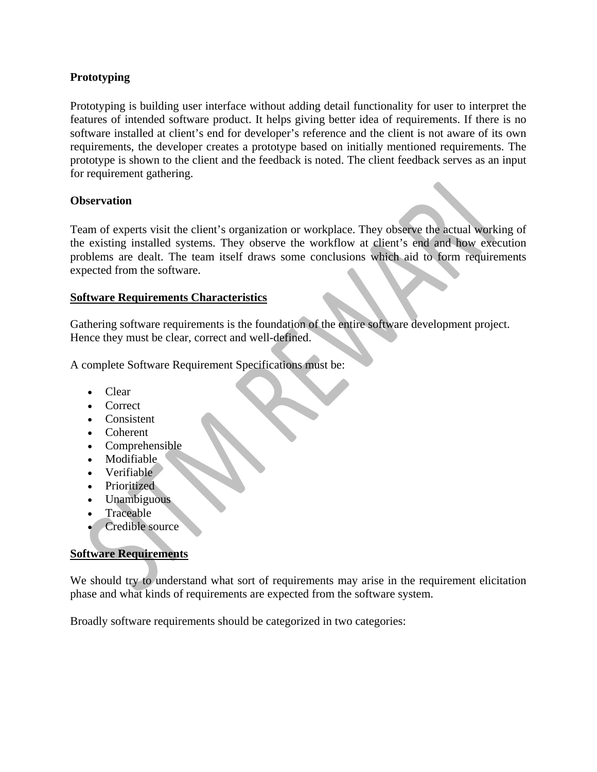**Prototyping**

Prototyping is building user interface without adding detail functionality for user to interpret the features of intended software product. It helps giving better idea of requirements. If there is no software installed at client's end for developer's reference and the client is not aware of its own requirements, the developer creates a prototype based on initially mentioned requirements. The prototype is shown to the client and the feedback is noted. The client feedback serves as an input for requirement gathering.

**Observation**

Team of experts visit the client's organization or workplace. They observe the actual working of the existing installed systems. They observe the workflow at client's end and how execution problems are dealt. The team itself draws some conclusions which aid to form requirements expected from the software.

**Software Requirements Characteristics**

Gathering software requirements is the foundation of the entire software development project. Hence they must be clear, correct and well-defined.

A complete Software Requirement Specifications must be:

- Clear
- Correct
- Consistent
- Coherent
- Comprehensible
- Modifiable
- Verifiable
- Prioritized
- Unambiguous
- Traceable
- Credible source

**Software Requirements**

We should try to understand what sort of requirements may arise in the requirement elicitation phase and what kinds of requirements are expected from the software system.

Broadly software requirements should be categorized in two categories: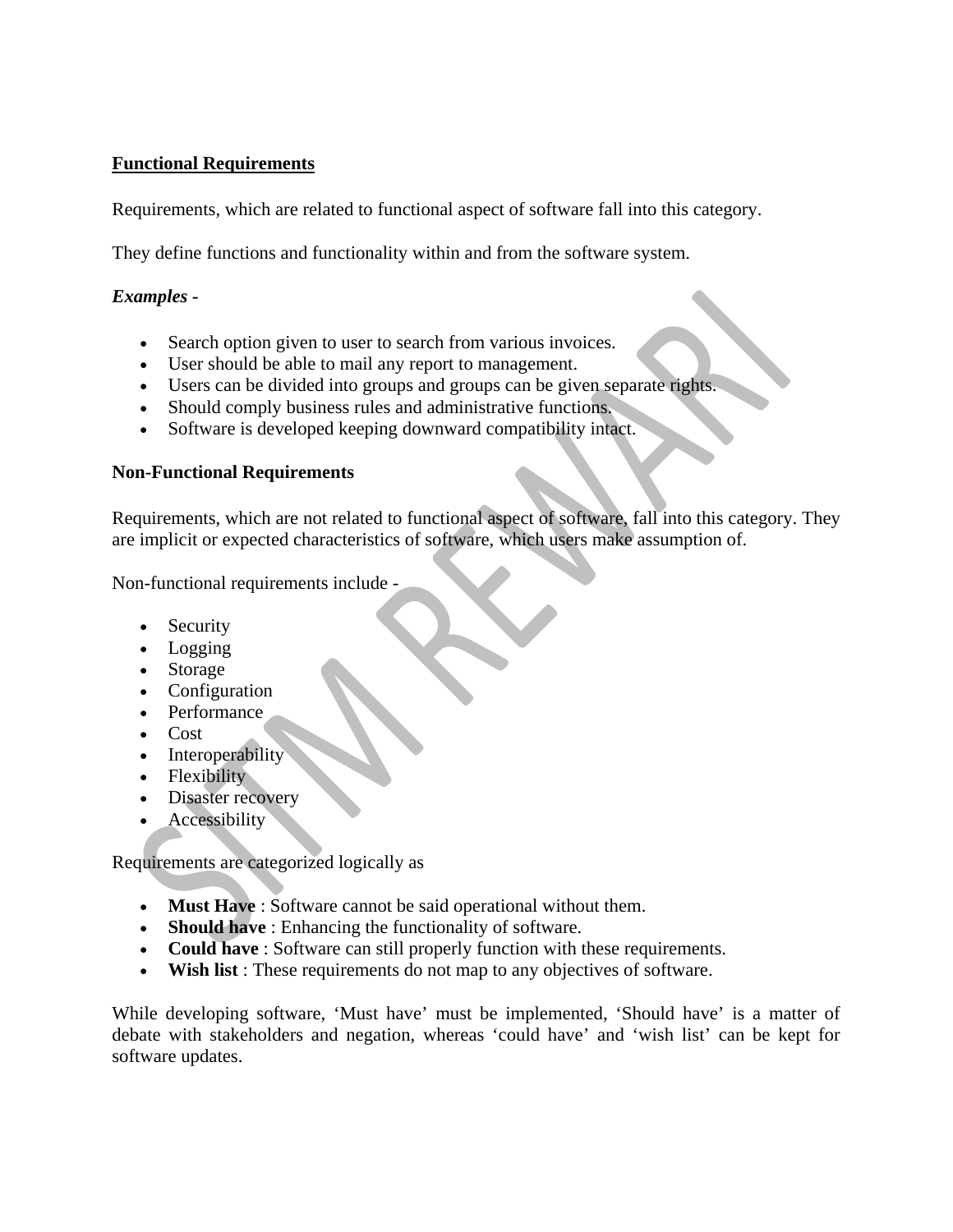## Functional Requirements

Requirements, which are related to functional aspect of software fall into this category.

They define functions and functionality within and from the software system.

***Examples -***

- Search option given to user to search from various invoices.
- User should be able to mail any report to management.
- Users can be divided into groups and groups can be given separate rights.
- Should comply business rules and administrative functions.
- Software is developed keeping downward compatibility intact.

## Non-Functional Requirements

Requirements, which are not related to functional aspect of software, fall into this category. They are implicit or expected characteristics of software, which users make assumption of.

Non-functional requirements include -

- Security
- Logging
- Storage
- Configuration
- Performance
- Cost
- Interoperability
- Flexibility
- Disaster recovery
- Accessibility

Requirements are categorized logically as

- **Must Have** : Software cannot be said operational without them.
- **Should have** : Enhancing the functionality of software.
- **Could have** : Software can still properly function with these requirements.
- **Wish list** : These requirements do not map to any objectives of software.

While developing software, 'Must have' must be implemented, 'Should have' is a matter of debate with stakeholders and negation, whereas 'could have' and 'wish list' can be kept for software updates.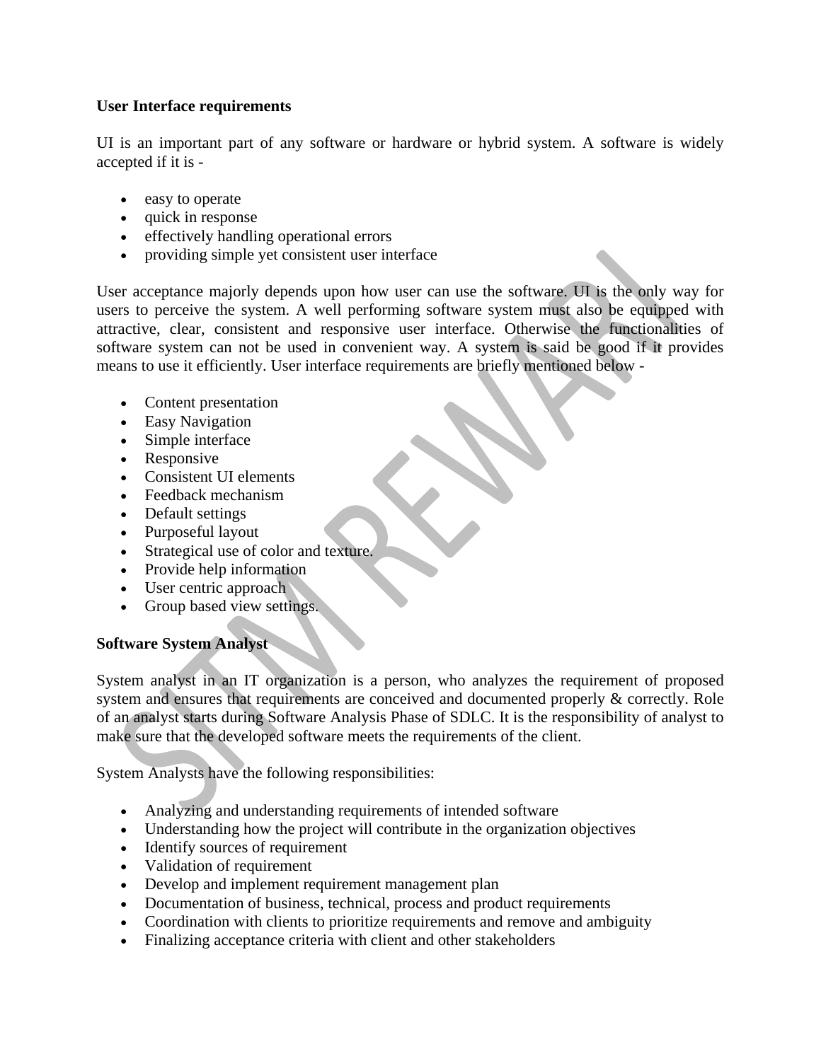**User Interface requirements**

UI is an important part of any software or hardware or hybrid system. A software is widely accepted if it is -

- easy to operate
- quick in response
- effectively handling operational errors
- providing simple yet consistent user interface

User acceptance majorly depends upon how user can use the software. UI is the only way for users to perceive the system. A well performing software system must also be equipped with attractive, clear, consistent and responsive user interface. Otherwise the functionalities of software system can not be used in convenient way. A system is said be good if it provides means to use it efficiently. User interface requirements are briefly mentioned below -

- Content presentation
- Easy Navigation
- Simple interface
- Responsive
- Consistent UI elements
- Feedback mechanism
- Default settings
- Purposeful layout
- Strategical use of color and texture.
- Provide help information
- User centric approach
- Group based view settings.

**Software System Analyst**

System analyst in an IT organization is a person, who analyzes the requirement of proposed system and ensures that requirements are conceived and documented properly & correctly. Role of an analyst starts during Software Analysis Phase of SDLC. It is the responsibility of analyst to make sure that the developed software meets the requirements of the client.

System Analysts have the following responsibilities:

- Analyzing and understanding requirements of intended software
- Understanding how the project will contribute in the organization objectives
- Identify sources of requirement
- Validation of requirement
- Develop and implement requirement management plan
- Documentation of business, technical, process and product requirements
- Coordination with clients to prioritize requirements and remove and ambiguity
- Finalizing acceptance criteria with client and other stakeholders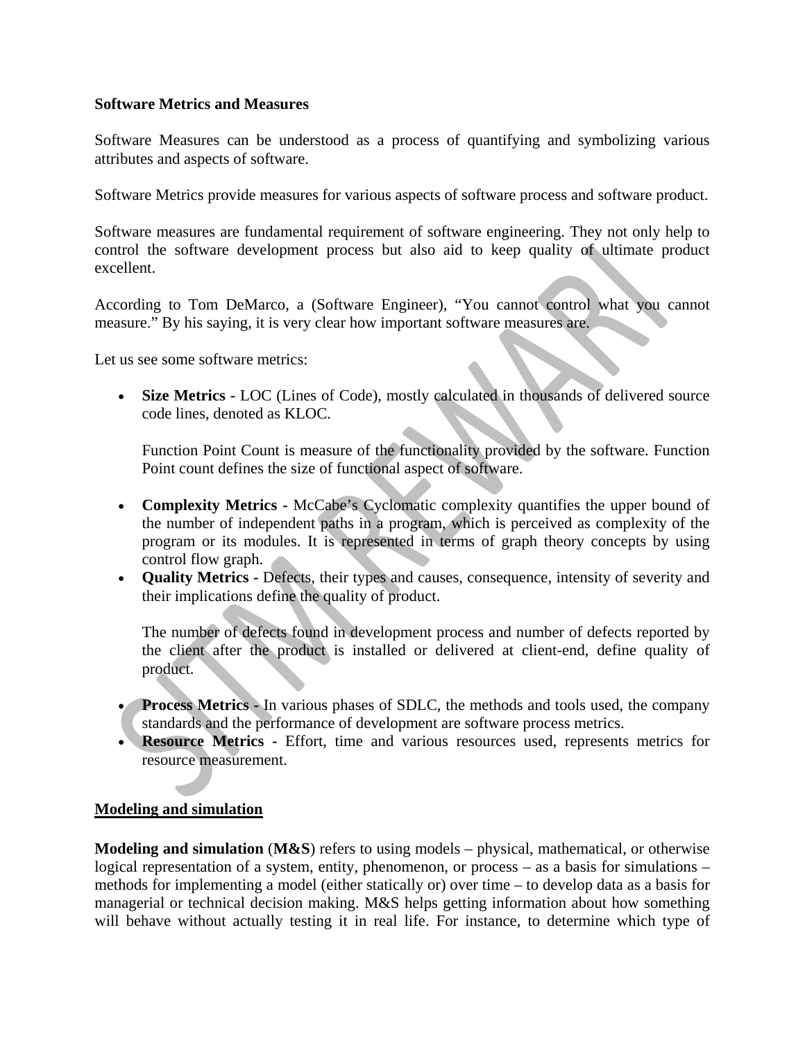**Software Metrics and Measures**

Software Measures can be understood as a process of quantifying and symbolizing various attributes and aspects of software.

Software Metrics provide measures for various aspects of software process and software product.

Software measures are fundamental requirement of software engineering. They not only help to control the software development process but also aid to keep quality of ultimate product excellent.

According to Tom DeMarco, a (Software Engineer), "You cannot control what you cannot measure." By his saying, it is very clear how important software measures are.

Let us see some software metrics:

- **Size Metrics -** LOC (Lines of Code), mostly calculated in thousands of delivered source code lines, denoted as KLOC.

  Function Point Count is measure of the functionality provided by the software. Function Point count defines the size of functional aspect of software.

- **Complexity Metrics -** McCabe's Cyclomatic complexity quantifies the upper bound of the number of independent paths in a program, which is perceived as complexity of the program or its modules. It is represented in terms of graph theory concepts by using control flow graph.
- **Quality Metrics -** Defects, their types and causes, consequence, intensity of severity and their implications define the quality of product.

  The number of defects found in development process and number of defects reported by the client after the product is installed or delivered at client-end, define quality of product.

- **Process Metrics -** In various phases of SDLC, the methods and tools used, the company standards and the performance of development are software process metrics.
- **Resource Metrics -** Effort, time and various resources used, represents metrics for resource measurement.

**Modeling and simulation**

**Modeling and simulation** (**M&S**) refers to using models – physical, mathematical, or otherwise logical representation of a system, entity, phenomenon, or process – as a basis for simulations – methods for implementing a model (either statically or) over time – to develop data as a basis for managerial or technical decision making. M&S helps getting information about how something will behave without actually testing it in real life. For instance, to determine which type of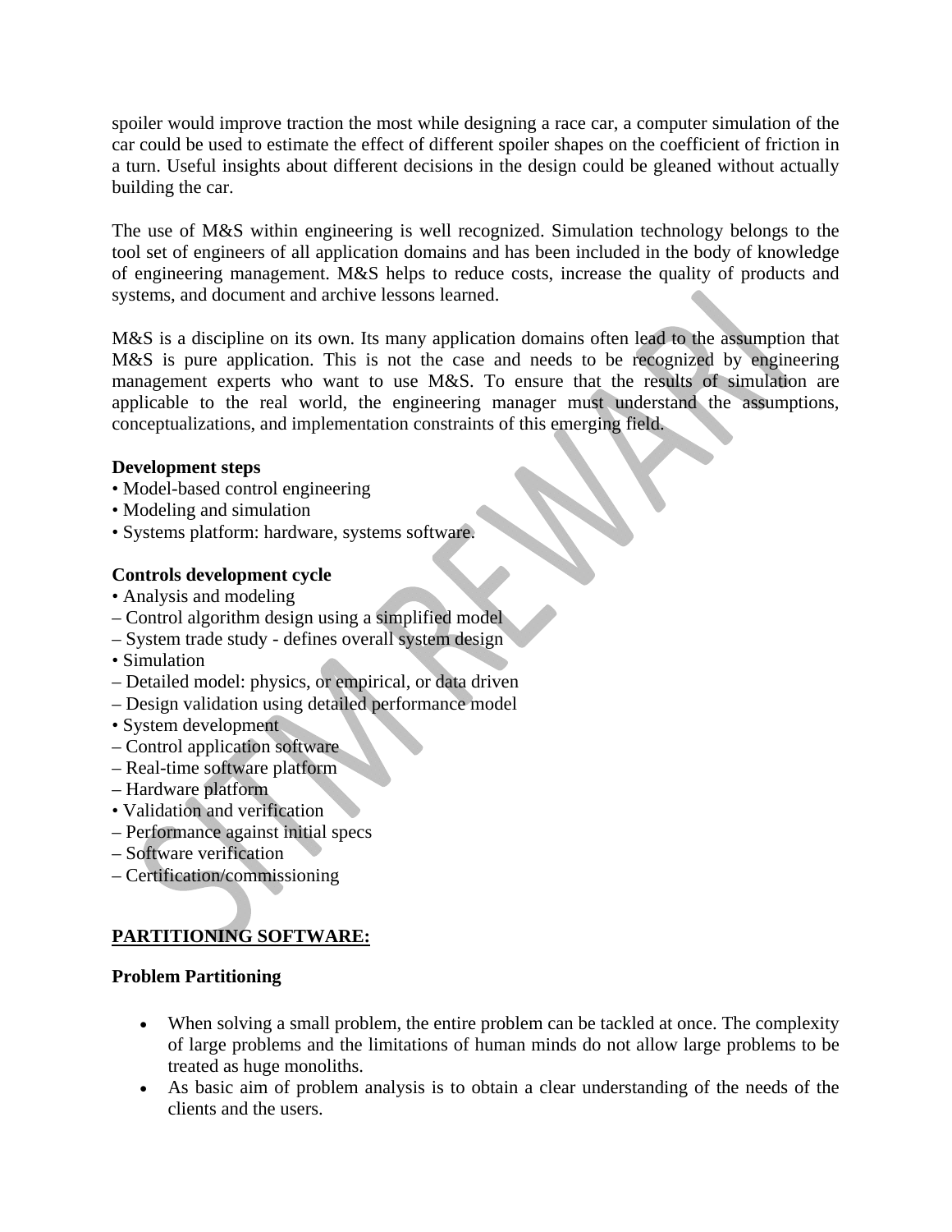spoiler would improve traction the most while designing a race car, a computer simulation of the car could be used to estimate the effect of different spoiler shapes on the coefficient of friction in a turn. Useful insights about different decisions in the design could be gleaned without actually building the car.

The use of M&S within engineering is well recognized. Simulation technology belongs to the tool set of engineers of all application domains and has been included in the body of knowledge of engineering management. M&S helps to reduce costs, increase the quality of products and systems, and document and archive lessons learned.

M&S is a discipline on its own. Its many application domains often lead to the assumption that M&S is pure application. This is not the case and needs to be recognized by engineering management experts who want to use M&S. To ensure that the results of simulation are applicable to the real world, the engineering manager must understand the assumptions, conceptualizations, and implementation constraints of this emerging field.

**Development steps**

- Model-based control engineering
- Modeling and simulation
- Systems platform: hardware, systems software.

**Controls development cycle**

- Analysis and modeling
  - Control algorithm design using a simplified model
  - System trade study - defines overall system design
- Simulation
  - Detailed model: physics, or empirical, or data driven
  - Design validation using detailed performance model
- System development
  - Control application software
  - Real-time software platform
  - Hardware platform
- Validation and verification
  - Performance against initial specs
  - Software verification
  - Certification/commissioning

## PARTITIONING SOFTWARE:

**Problem Partitioning**

- When solving a small problem, the entire problem can be tackled at once. The complexity of large problems and the limitations of human minds do not allow large problems to be treated as huge monoliths.
- As basic aim of problem analysis is to obtain a clear understanding of the needs of the clients and the users.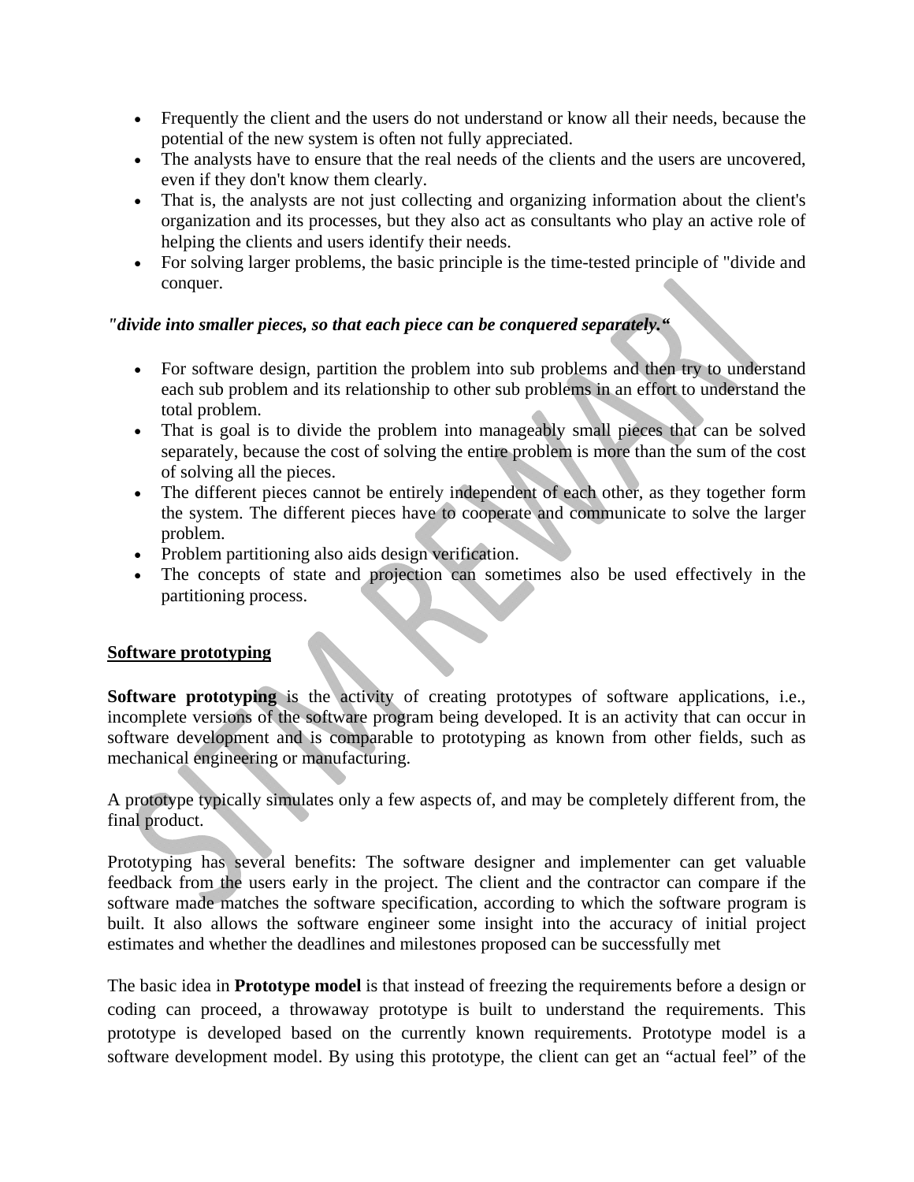- Frequently the client and the users do not understand or know all their needs, because the potential of the new system is often not fully appreciated.
- The analysts have to ensure that the real needs of the clients and the users are uncovered, even if they don't know them clearly.
- That is, the analysts are not just collecting and organizing information about the client's organization and its processes, but they also act as consultants who play an active role of helping the clients and users identify their needs.
- For solving larger problems, the basic principle is the time-tested principle of "divide and conquer.

***"divide into smaller pieces, so that each piece can be conquered separately.“***

- For software design, partition the problem into sub problems and then try to understand each sub problem and its relationship to other sub problems in an effort to understand the total problem.
- That is goal is to divide the problem into manageably small pieces that can be solved separately, because the cost of solving the entire problem is more than the sum of the cost of solving all the pieces.
- The different pieces cannot be entirely independent of each other, as they together form the system. The different pieces have to cooperate and communicate to solve the larger problem.
- Problem partitioning also aids design verification.
- The concepts of state and projection can sometimes also be used effectively in the partitioning process.

## <u>Software prototyping</u>

**Software prototyping** is the activity of creating prototypes of software applications, i.e., incomplete versions of the software program being developed. It is an activity that can occur in software development and is comparable to prototyping as known from other fields, such as mechanical engineering or manufacturing.

A prototype typically simulates only a few aspects of, and may be completely different from, the final product.

Prototyping has several benefits: The software designer and implementer can get valuable feedback from the users early in the project. The client and the contractor can compare if the software made matches the software specification, according to which the software program is built. It also allows the software engineer some insight into the accuracy of initial project estimates and whether the deadlines and milestones proposed can be successfully met

The basic idea in **Prototype model** is that instead of freezing the requirements before a design or coding can proceed, a throwaway prototype is built to understand the requirements. This prototype is developed based on the currently known requirements. Prototype model is a software development model. By using this prototype, the client can get an “actual feel” of the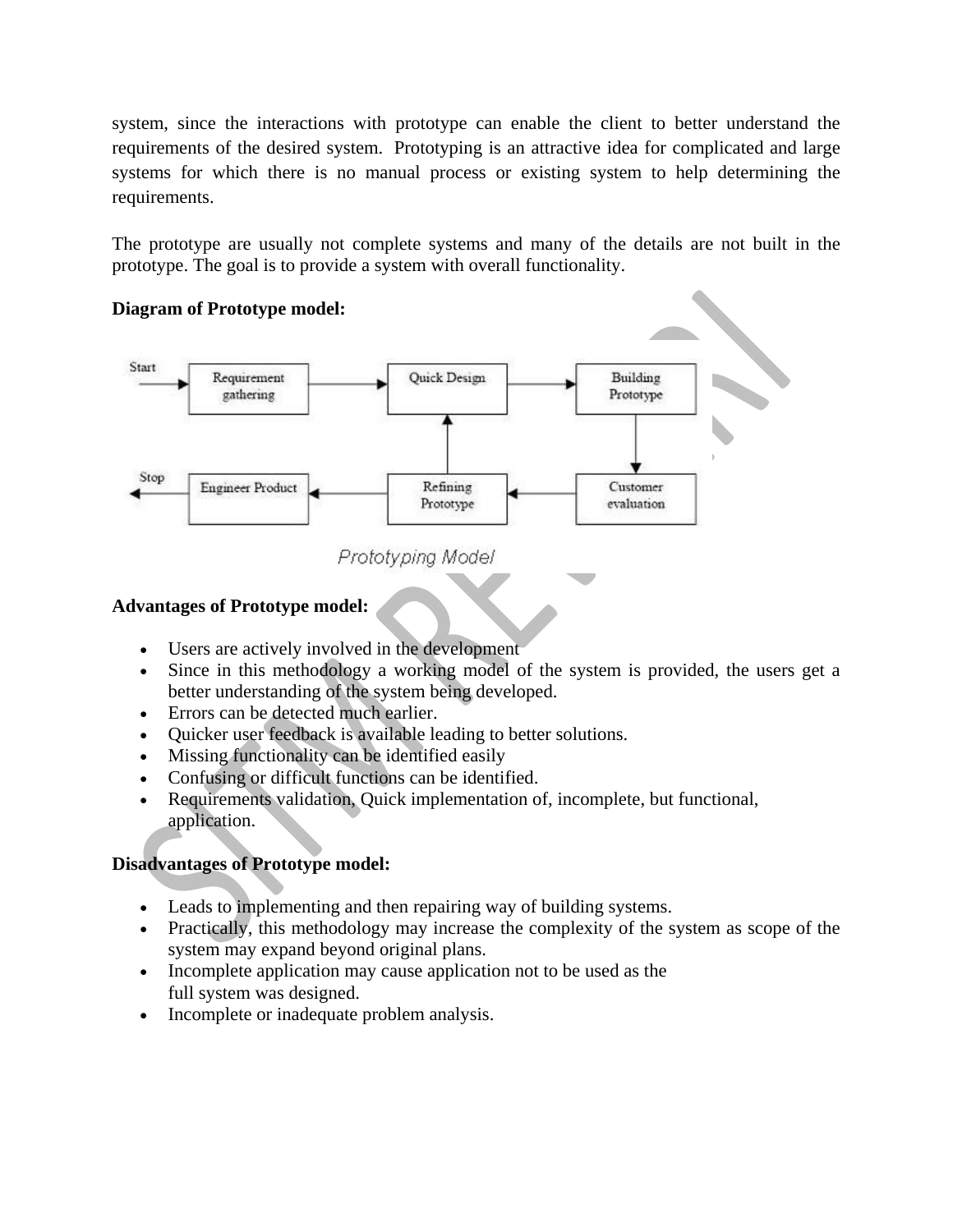system, since the interactions with prototype can enable the client to better understand the requirements of the desired system. Prototyping is an attractive idea for complicated and large systems for which there is no manual process or existing system to help determining the requirements.

The prototype are usually not complete systems and many of the details are not built in the prototype. The goal is to provide a system with overall functionality.

**Diagram of Prototype model:**

Start → Requirement gathering → Quick Design → Building Prototype → Customer evaluation → Refining Prototype → Engineer Product → Stop

(Refining Prototype → Quick Design)

Prototyping Model

**Advantages of Prototype model:**

- Users are actively involved in the development
- Since in this methodology a working model of the system is provided, the users get a better understanding of the system being developed.
- Errors can be detected much earlier.
- Quicker user feedback is available leading to better solutions.
- Missing functionality can be identified easily
- Confusing or difficult functions can be identified.
- Requirements validation, Quick implementation of, incomplete, but functional, application.

**Disadvantages of Prototype model:**

- Leads to implementing and then repairing way of building systems.
- Practically, this methodology may increase the complexity of the system as scope of the system may expand beyond original plans.
- Incomplete application may cause application not to be used as the full system was designed.
- Incomplete or inadequate problem analysis.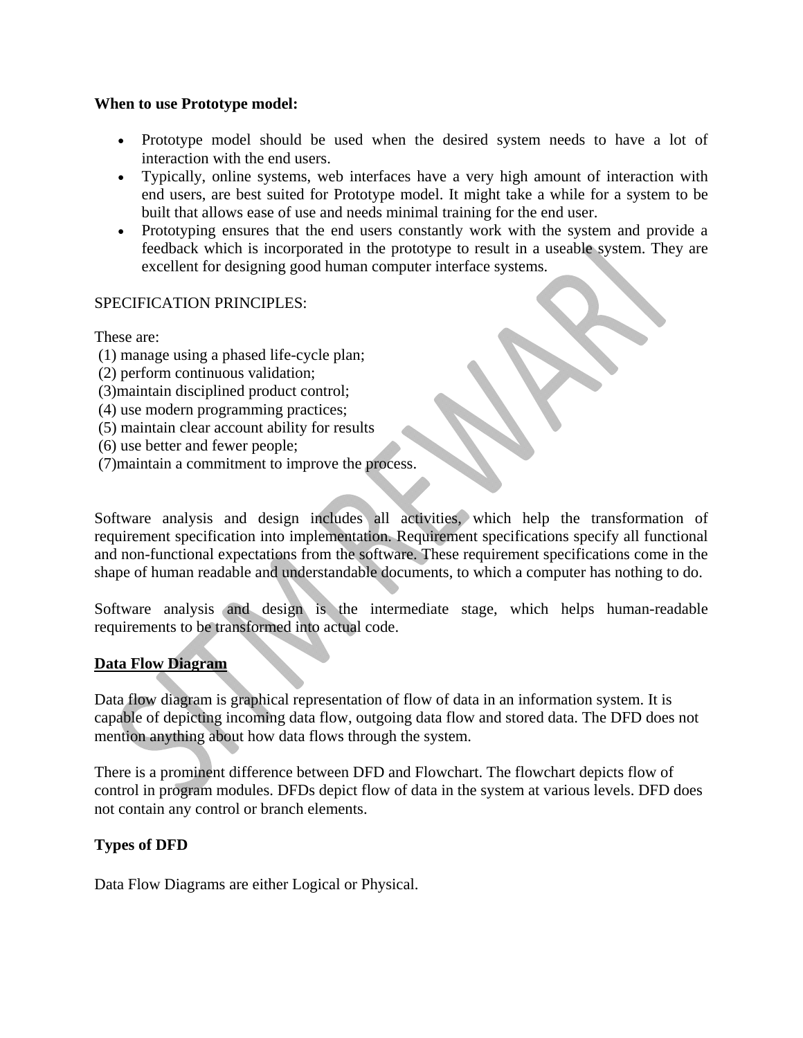**When to use Prototype model:**

- Prototype model should be used when the desired system needs to have a lot of interaction with the end users.
- Typically, online systems, web interfaces have a very high amount of interaction with end users, are best suited for Prototype model. It might take a while for a system to be built that allows ease of use and needs minimal training for the end user.
- Prototyping ensures that the end users constantly work with the system and provide a feedback which is incorporated in the prototype to result in a useable system. They are excellent for designing good human computer interface systems.

SPECIFICATION PRINCIPLES:

These are:
(1) manage using a phased life-cycle plan;
(2) perform continuous validation;
(3)maintain disciplined product control;
(4) use modern programming practices;
(5) maintain clear account ability for results
(6) use better and fewer people;
(7)maintain a commitment to improve the process.

Software analysis and design includes all activities, which help the transformation of requirement specification into implementation. Requirement specifications specify all functional and non-functional expectations from the software. These requirement specifications come in the shape of human readable and understandable documents, to which a computer has nothing to do.

Software analysis and design is the intermediate stage, which helps human-readable requirements to be transformed into actual code.

**Data Flow Diagram**

Data flow diagram is graphical representation of flow of data in an information system. It is capable of depicting incoming data flow, outgoing data flow and stored data. The DFD does not mention anything about how data flows through the system.

There is a prominent difference between DFD and Flowchart. The flowchart depicts flow of control in program modules. DFDs depict flow of data in the system at various levels. DFD does not contain any control or branch elements.

**Types of DFD**

Data Flow Diagrams are either Logical or Physical.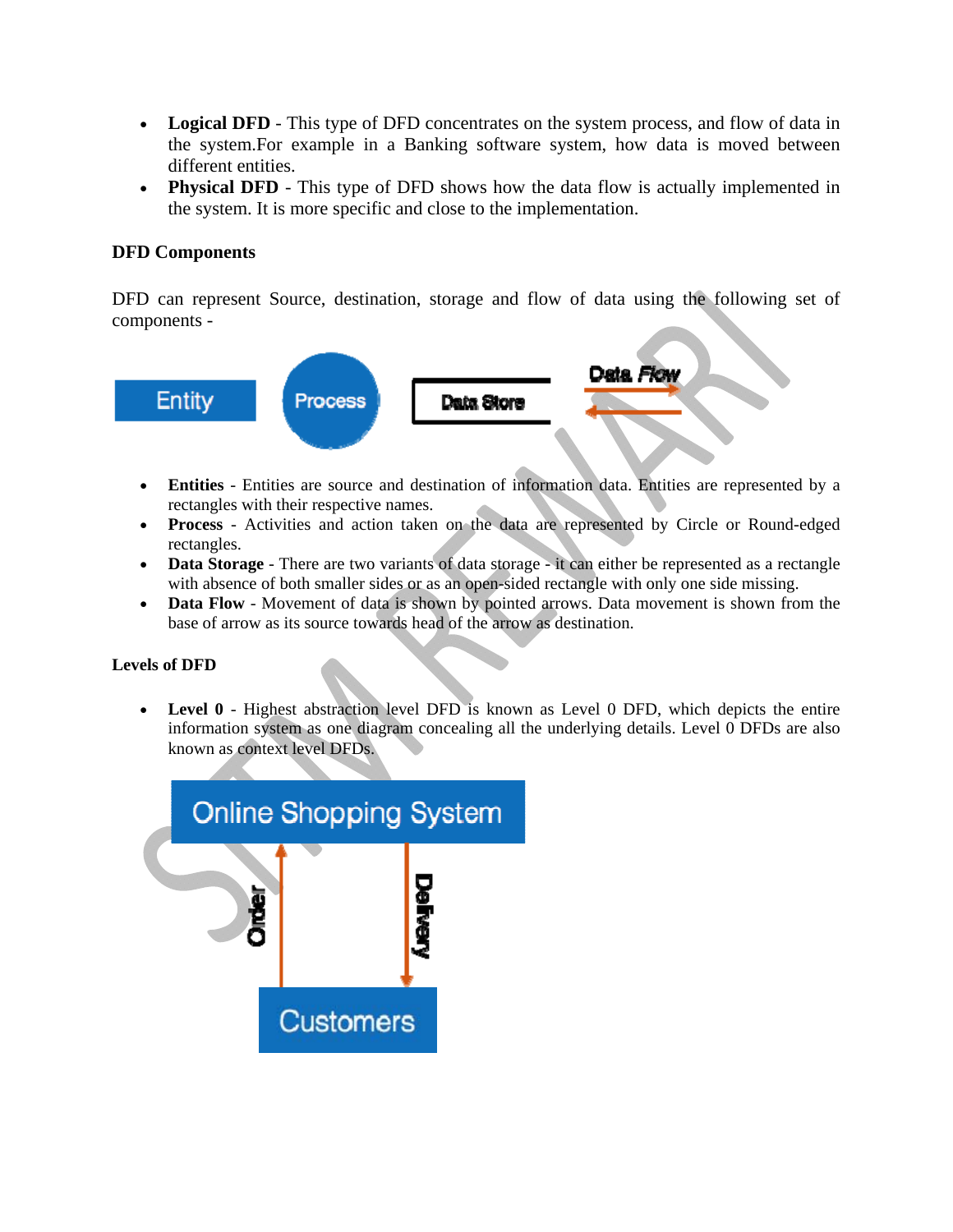- **Logical DFD** - This type of DFD concentrates on the system process, and flow of data in the system.For example in a Banking software system, how data is moved between different entities.
- **Physical DFD** - This type of DFD shows how the data flow is actually implemented in the system. It is more specific and close to the implementation.

**DFD Components**

DFD can represent Source, destination, storage and flow of data using the following set of components -

- **Entities** - Entities are source and destination of information data. Entities are represented by a rectangles with their respective names.
- **Process** - Activities and action taken on the data are represented by Circle or Round-edged rectangles.
- **Data Storage** - There are two variants of data storage - it can either be represented as a rectangle with absence of both smaller sides or as an open-sided rectangle with only one side missing.
- **Data Flow** - Movement of data is shown by pointed arrows. Data movement is shown from the base of arrow as its source towards head of the arrow as destination.

**Levels of DFD**

- **Level 0** - Highest abstraction level DFD is known as Level 0 DFD, which depicts the entire information system as one diagram concealing all the underlying details. Level 0 DFDs are also known as context level DFDs.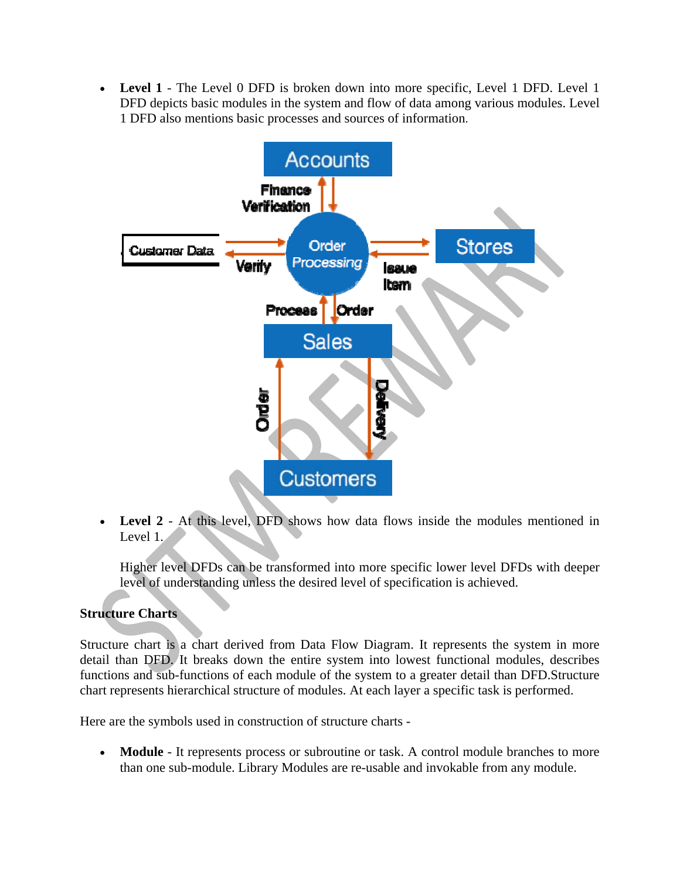- **Level 1** - The Level 0 DFD is broken down into more specific, Level 1 DFD. Level 1 DFD depicts basic modules in the system and flow of data among various modules. Level 1 DFD also mentions basic processes and sources of information.

- **Level 2** - At this level, DFD shows how data flows inside the modules mentioned in Level 1.

  Higher level DFDs can be transformed into more specific lower level DFDs with deeper level of understanding unless the desired level of specification is achieved.

**Structure Charts**

Structure chart is a chart derived from Data Flow Diagram. It represents the system in more detail than DFD. It breaks down the entire system into lowest functional modules, describes functions and sub-functions of each module of the system to a greater detail than DFD.Structure chart represents hierarchical structure of modules. At each layer a specific task is performed.

Here are the symbols used in construction of structure charts -

- **Module** - It represents process or subroutine or task. A control module branches to more than one sub-module. Library Modules are re-usable and invokable from any module.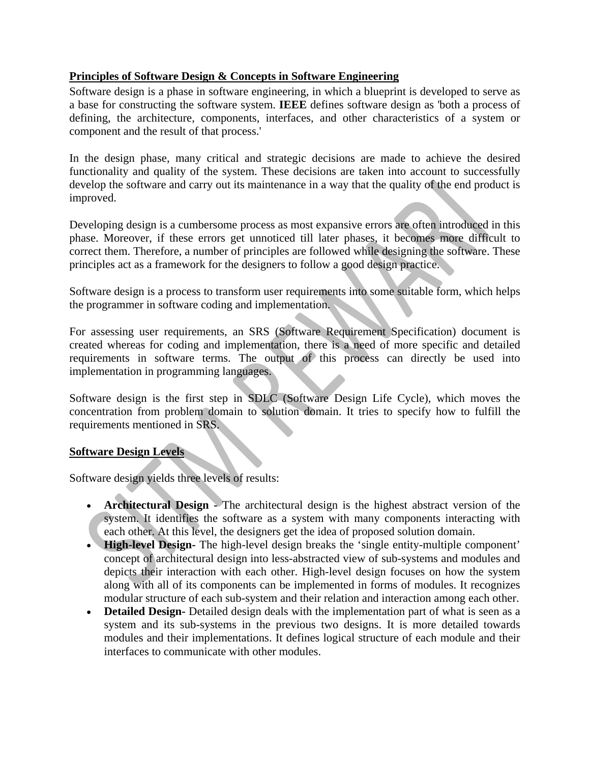## Principles of Software Design & Concepts in Software Engineering

Software design is a phase in software engineering, in which a blueprint is developed to serve as a base for constructing the software system. **IEEE** defines software design as 'both a process of defining, the architecture, components, interfaces, and other characteristics of a system or component and the result of that process.'

In the design phase, many critical and strategic decisions are made to achieve the desired functionality and quality of the system. These decisions are taken into account to successfully develop the software and carry out its maintenance in a way that the quality of the end product is improved.

Developing design is a cumbersome process as most expansive errors are often introduced in this phase. Moreover, if these errors get unnoticed till later phases, it becomes more difficult to correct them. Therefore, a number of principles are followed while designing the software. These principles act as a framework for the designers to follow a good design practice.

Software design is a process to transform user requirements into some suitable form, which helps the programmer in software coding and implementation.

For assessing user requirements, an SRS (Software Requirement Specification) document is created whereas for coding and implementation, there is a need of more specific and detailed requirements in software terms. The output of this process can directly be used into implementation in programming languages.

Software design is the first step in SDLC (Software Design Life Cycle), which moves the concentration from problem domain to solution domain. It tries to specify how to fulfill the requirements mentioned in SRS.

## Software Design Levels

Software design yields three levels of results:

- **Architectural Design** - The architectural design is the highest abstract version of the system. It identifies the software as a system with many components interacting with each other. At this level, the designers get the idea of proposed solution domain.
- **High-level Design-** The high-level design breaks the 'single entity-multiple component' concept of architectural design into less-abstracted view of sub-systems and modules and depicts their interaction with each other. High-level design focuses on how the system along with all of its components can be implemented in forms of modules. It recognizes modular structure of each sub-system and their relation and interaction among each other.
- **Detailed Design-** Detailed design deals with the implementation part of what is seen as a system and its sub-systems in the previous two designs. It is more detailed towards modules and their implementations. It defines logical structure of each module and their interfaces to communicate with other modules.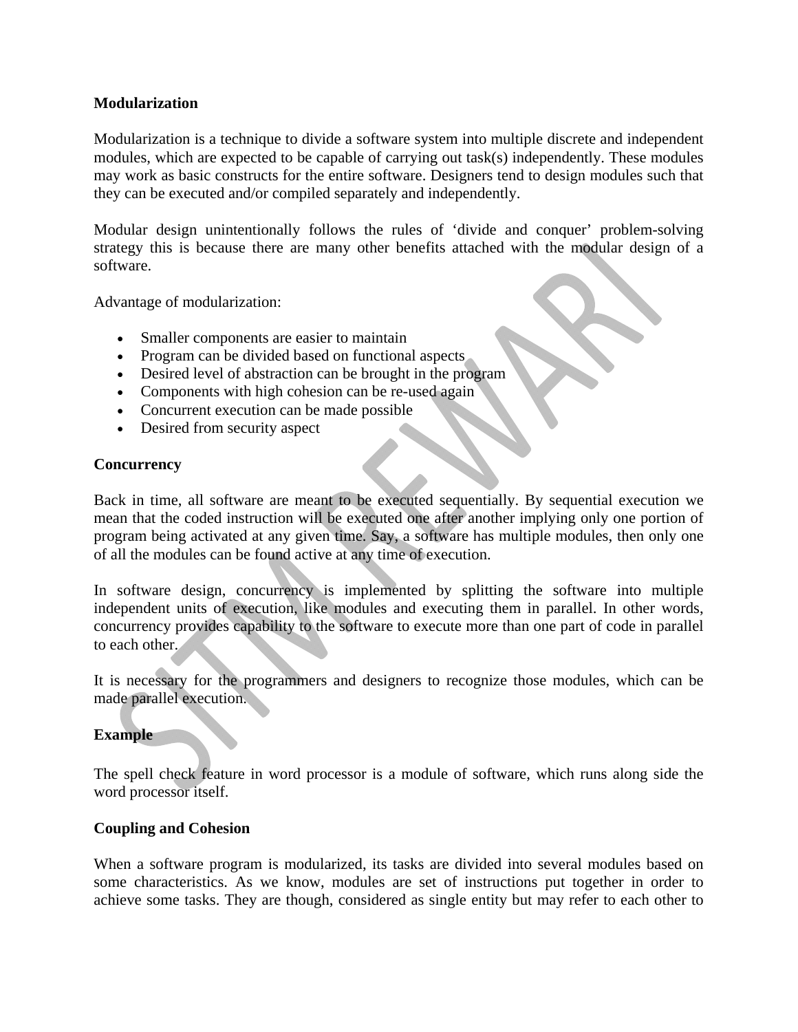**Modularization**

Modularization is a technique to divide a software system into multiple discrete and independent modules, which are expected to be capable of carrying out task(s) independently. These modules may work as basic constructs for the entire software. Designers tend to design modules such that they can be executed and/or compiled separately and independently.

Modular design unintentionally follows the rules of 'divide and conquer' problem-solving strategy this is because there are many other benefits attached with the modular design of a software.

Advantage of modularization:

- Smaller components are easier to maintain
- Program can be divided based on functional aspects
- Desired level of abstraction can be brought in the program
- Components with high cohesion can be re-used again
- Concurrent execution can be made possible
- Desired from security aspect

**Concurrency**

Back in time, all software are meant to be executed sequentially. By sequential execution we mean that the coded instruction will be executed one after another implying only one portion of program being activated at any given time. Say, a software has multiple modules, then only one of all the modules can be found active at any time of execution.

In software design, concurrency is implemented by splitting the software into multiple independent units of execution, like modules and executing them in parallel. In other words, concurrency provides capability to the software to execute more than one part of code in parallel to each other.

It is necessary for the programmers and designers to recognize those modules, which can be made parallel execution.

**Example**

The spell check feature in word processor is a module of software, which runs along side the word processor itself.

**Coupling and Cohesion**

When a software program is modularized, its tasks are divided into several modules based on some characteristics. As we know, modules are set of instructions put together in order to achieve some tasks. They are though, considered as single entity but may refer to each other to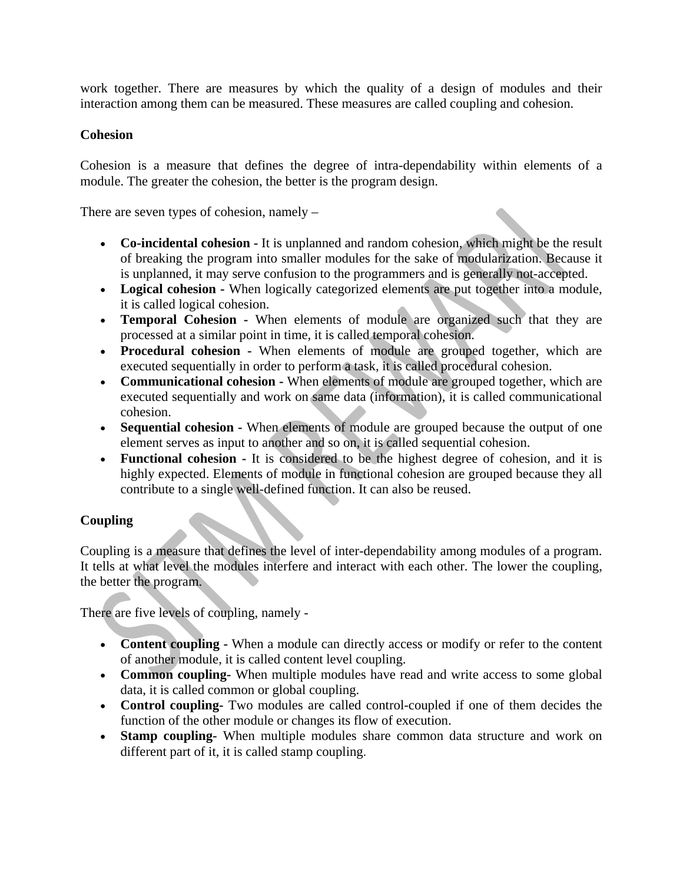work together. There are measures by which the quality of a design of modules and their interaction among them can be measured. These measures are called coupling and cohesion.

**Cohesion**

Cohesion is a measure that defines the degree of intra-dependability within elements of a module. The greater the cohesion, the better is the program design.

There are seven types of cohesion, namely –

- **Co-incidental cohesion -** It is unplanned and random cohesion, which might be the result of breaking the program into smaller modules for the sake of modularization. Because it is unplanned, it may serve confusion to the programmers and is generally not-accepted.
- **Logical cohesion -** When logically categorized elements are put together into a module, it is called logical cohesion.
- **Temporal Cohesion -** When elements of module are organized such that they are processed at a similar point in time, it is called temporal cohesion.
- **Procedural cohesion -** When elements of module are grouped together, which are executed sequentially in order to perform a task, it is called procedural cohesion.
- **Communicational cohesion -** When elements of module are grouped together, which are executed sequentially and work on same data (information), it is called communicational cohesion.
- **Sequential cohesion -** When elements of module are grouped because the output of one element serves as input to another and so on, it is called sequential cohesion.
- **Functional cohesion -** It is considered to be the highest degree of cohesion, and it is highly expected. Elements of module in functional cohesion are grouped because they all contribute to a single well-defined function. It can also be reused.

**Coupling**

Coupling is a measure that defines the level of inter-dependability among modules of a program. It tells at what level the modules interfere and interact with each other. The lower the coupling, the better the program.

There are five levels of coupling, namely -

- **Content coupling -** When a module can directly access or modify or refer to the content of another module, it is called content level coupling.
- **Common coupling-** When multiple modules have read and write access to some global data, it is called common or global coupling.
- **Control coupling-** Two modules are called control-coupled if one of them decides the function of the other module or changes its flow of execution.
- **Stamp coupling-** When multiple modules share common data structure and work on different part of it, it is called stamp coupling.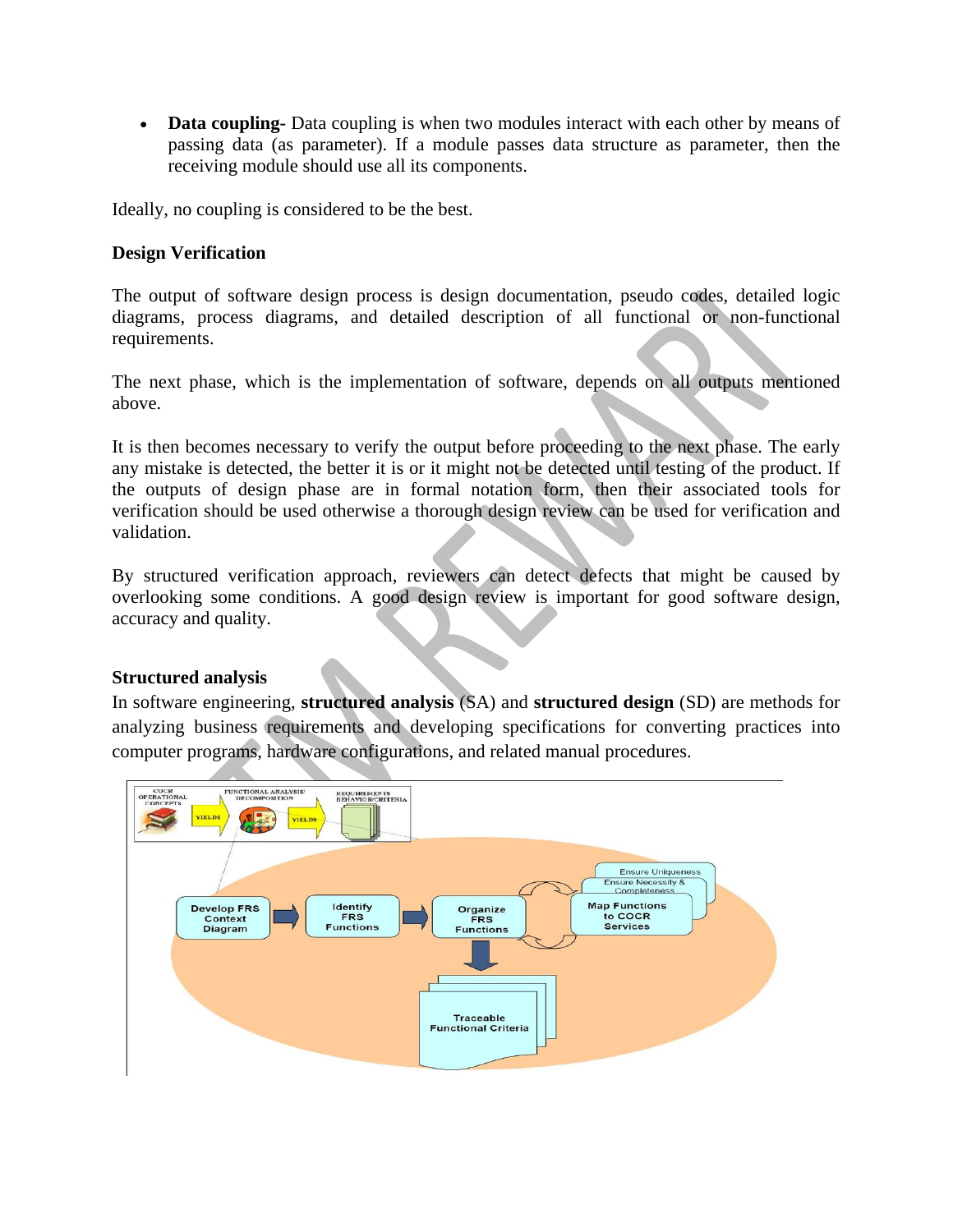- **Data coupling-** Data coupling is when two modules interact with each other by means of passing data (as parameter). If a module passes data structure as parameter, then the receiving module should use all its components.

Ideally, no coupling is considered to be the best.

**Design Verification**

The output of software design process is design documentation, pseudo codes, detailed logic diagrams, process diagrams, and detailed description of all functional or non-functional requirements.

The next phase, which is the implementation of software, depends on all outputs mentioned above.

It is then becomes necessary to verify the output before proceeding to the next phase. The early any mistake is detected, the better it is or it might not be detected until testing of the product. If the outputs of design phase are in formal notation form, then their associated tools for verification should be used otherwise a thorough design review can be used for verification and validation.

By structured verification approach, reviewers can detect defects that might be caused by overlooking some conditions. A good design review is important for good software design, accuracy and quality.

**Structured analysis**

In software engineering, **structured analysis** (SA) and **structured design** (SD) are methods for analyzing business requirements and developing specifications for converting practices into computer programs, hardware configurations, and related manual procedures.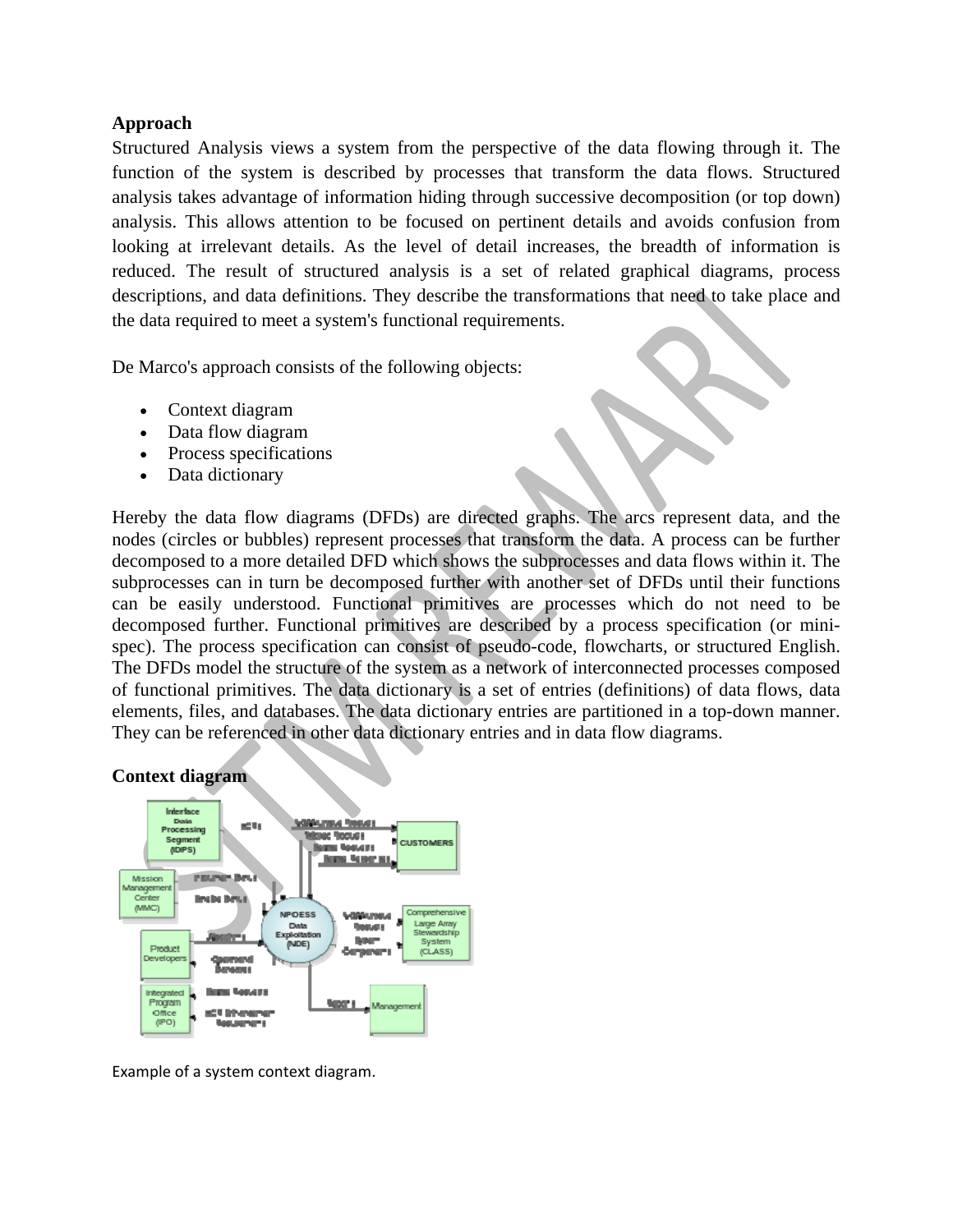**Approach**

Structured Analysis views a system from the perspective of the data flowing through it. The function of the system is described by processes that transform the data flows. Structured analysis takes advantage of information hiding through successive decomposition (or top down) analysis. This allows attention to be focused on pertinent details and avoids confusion from looking at irrelevant details. As the level of detail increases, the breadth of information is reduced. The result of structured analysis is a set of related graphical diagrams, process descriptions, and data definitions. They describe the transformations that need to take place and the data required to meet a system's functional requirements.

De Marco's approach consists of the following objects:

- Context diagram
- Data flow diagram
- Process specifications
- Data dictionary

Hereby the data flow diagrams (DFDs) are directed graphs. The arcs represent data, and the nodes (circles or bubbles) represent processes that transform the data. A process can be further decomposed to a more detailed DFD which shows the subprocesses and data flows within it. The subprocesses can in turn be decomposed further with another set of DFDs until their functions can be easily understood. Functional primitives are processes which do not need to be decomposed further. Functional primitives are described by a process specification (or mini-spec). The process specification can consist of pseudo-code, flowcharts, or structured English. The DFDs model the structure of the system as a network of interconnected processes composed of functional primitives. The data dictionary is a set of entries (definitions) of data flows, data elements, files, and databases. The data dictionary entries are partitioned in a top-down manner. They can be referenced in other data dictionary entries and in data flow diagrams.

**Context diagram**

Example of a system context diagram.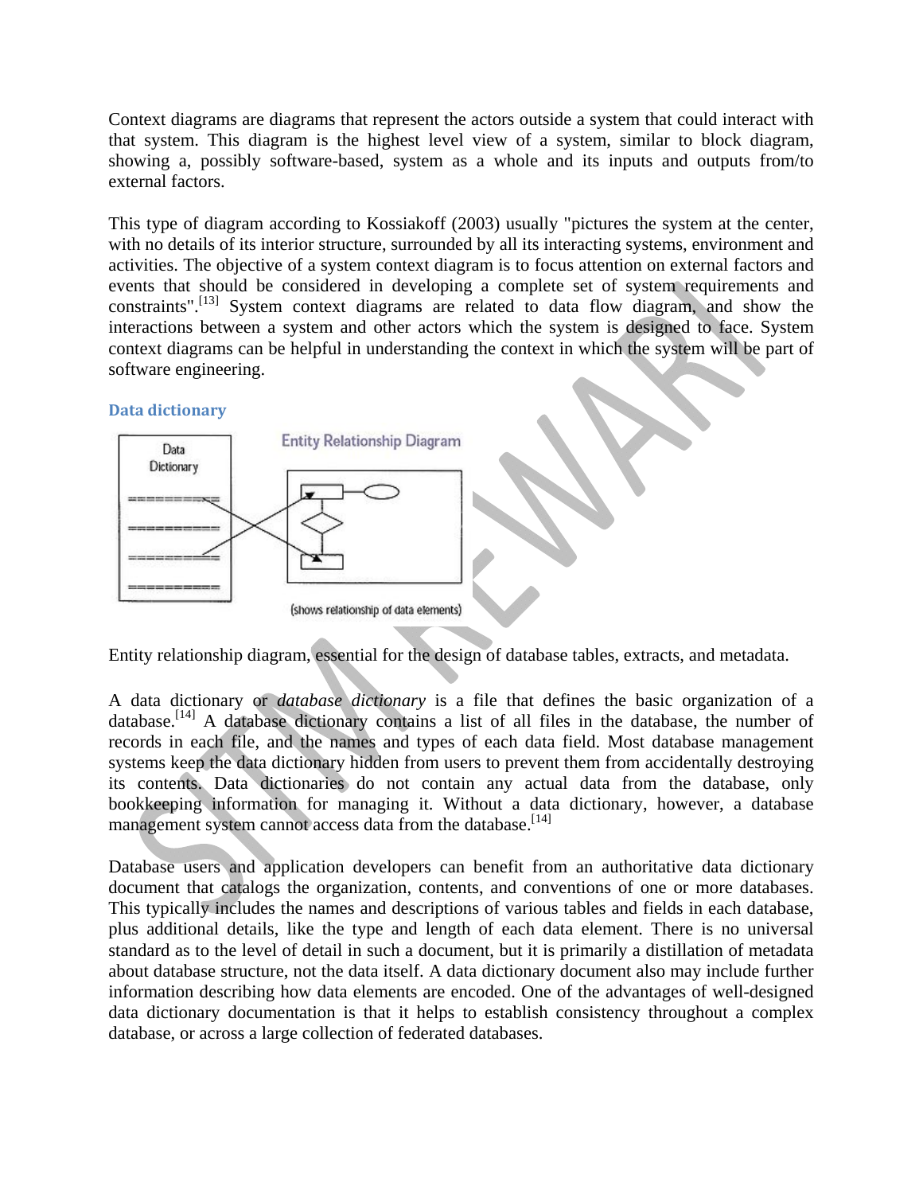Context diagrams are diagrams that represent the actors outside a system that could interact with that system. This diagram is the highest level view of a system, similar to block diagram, showing a, possibly software-based, system as a whole and its inputs and outputs from/to external factors.

This type of diagram according to Kossiakoff (2003) usually "pictures the system at the center, with no details of its interior structure, surrounded by all its interacting systems, environment and activities. The objective of a system context diagram is to focus attention on external factors and events that should be considered in developing a complete set of system requirements and constraints".[13] System context diagrams are related to data flow diagram, and show the interactions between a system and other actors which the system is designed to face. System context diagrams can be helpful in understanding the context in which the system will be part of software engineering.

### Data dictionary

Entity relationship diagram, essential for the design of database tables, extracts, and metadata.

A data dictionary or *database dictionary* is a file that defines the basic organization of a database.[14] A database dictionary contains a list of all files in the database, the number of records in each file, and the names and types of each data field. Most database management systems keep the data dictionary hidden from users to prevent them from accidentally destroying its contents. Data dictionaries do not contain any actual data from the database, only bookkeeping information for managing it. Without a data dictionary, however, a database management system cannot access data from the database.[14]

Database users and application developers can benefit from an authoritative data dictionary document that catalogs the organization, contents, and conventions of one or more databases. This typically includes the names and descriptions of various tables and fields in each database, plus additional details, like the type and length of each data element. There is no universal standard as to the level of detail in such a document, but it is primarily a distillation of metadata about database structure, not the data itself. A data dictionary document also may include further information describing how data elements are encoded. One of the advantages of well-designed data dictionary documentation is that it helps to establish consistency throughout a complex database, or across a large collection of federated databases.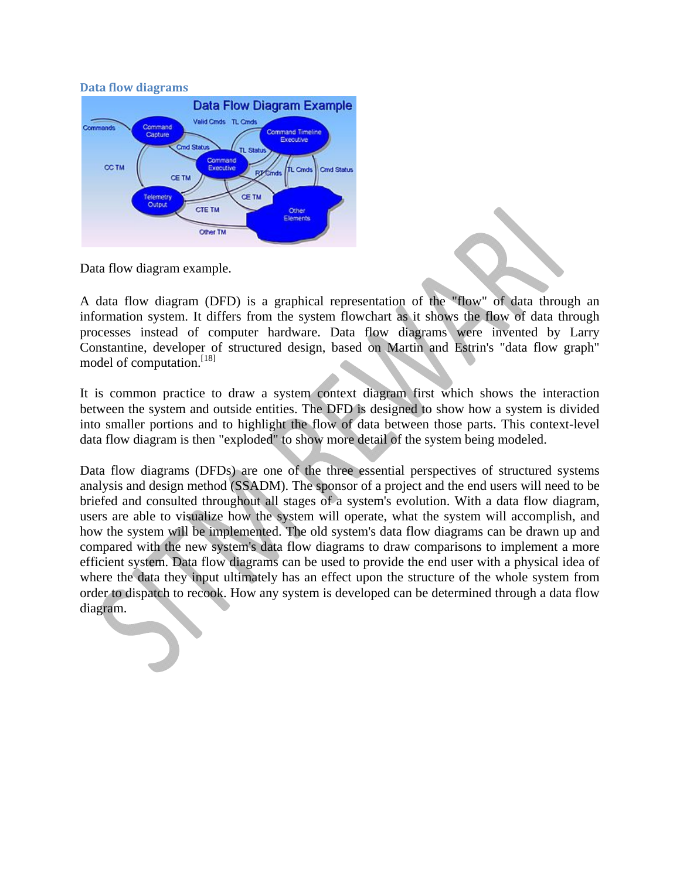### Data flow diagrams

Data flow diagram example.

A data flow diagram (DFD) is a graphical representation of the "flow" of data through an information system. It differs from the system flowchart as it shows the flow of data through processes instead of computer hardware. Data flow diagrams were invented by Larry Constantine, developer of structured design, based on Martin and Estrin's "data flow graph" model of computation.[18]

It is common practice to draw a system context diagram first which shows the interaction between the system and outside entities. The DFD is designed to show how a system is divided into smaller portions and to highlight the flow of data between those parts. This context-level data flow diagram is then "exploded" to show more detail of the system being modeled.

Data flow diagrams (DFDs) are one of the three essential perspectives of structured systems analysis and design method (SSADM). The sponsor of a project and the end users will need to be briefed and consulted throughout all stages of a system's evolution. With a data flow diagram, users are able to visualize how the system will operate, what the system will accomplish, and how the system will be implemented. The old system's data flow diagrams can be drawn up and compared with the new system's data flow diagrams to draw comparisons to implement a more efficient system. Data flow diagrams can be used to provide the end user with a physical idea of where the data they input ultimately has an effect upon the structure of the whole system from order to dispatch to recook. How any system is developed can be determined through a data flow diagram.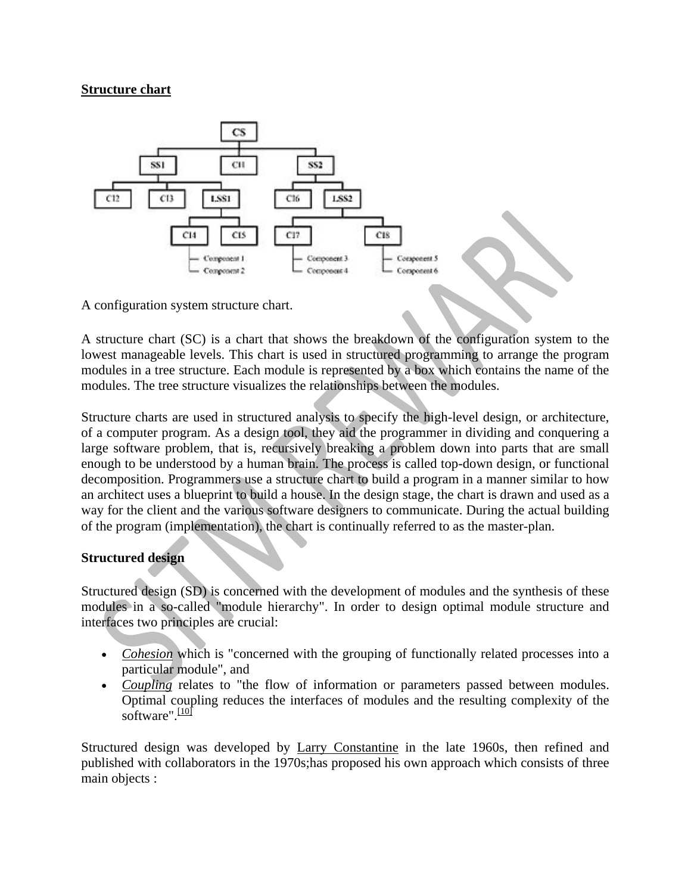**Structure chart**

A configuration system structure chart.

A structure chart (SC) is a chart that shows the breakdown of the configuration system to the lowest manageable levels. This chart is used in structured programming to arrange the program modules in a tree structure. Each module is represented by a box which contains the name of the modules. The tree structure visualizes the relationships between the modules.

Structure charts are used in structured analysis to specify the high-level design, or architecture, of a computer program. As a design tool, they aid the programmer in dividing and conquering a large software problem, that is, recursively breaking a problem down into parts that are small enough to be understood by a human brain. The process is called top-down design, or functional decomposition. Programmers use a structure chart to build a program in a manner similar to how an architect uses a blueprint to build a house. In the design stage, the chart is drawn and used as a way for the client and the various software designers to communicate. During the actual building of the program (implementation), the chart is continually referred to as the master-plan.

**Structured design**

Structured design (SD) is concerned with the development of modules and the synthesis of these modules in a so-called "module hierarchy". In order to design optimal module structure and interfaces two principles are crucial:

- *Cohesion* which is "concerned with the grouping of functionally related processes into a particular module", and
- *Coupling* relates to "the flow of information or parameters passed between modules. Optimal coupling reduces the interfaces of modules and the resulting complexity of the software".[10]

Structured design was developed by Larry Constantine in the late 1960s, then refined and published with collaborators in the 1970s;has proposed his own approach which consists of three main objects :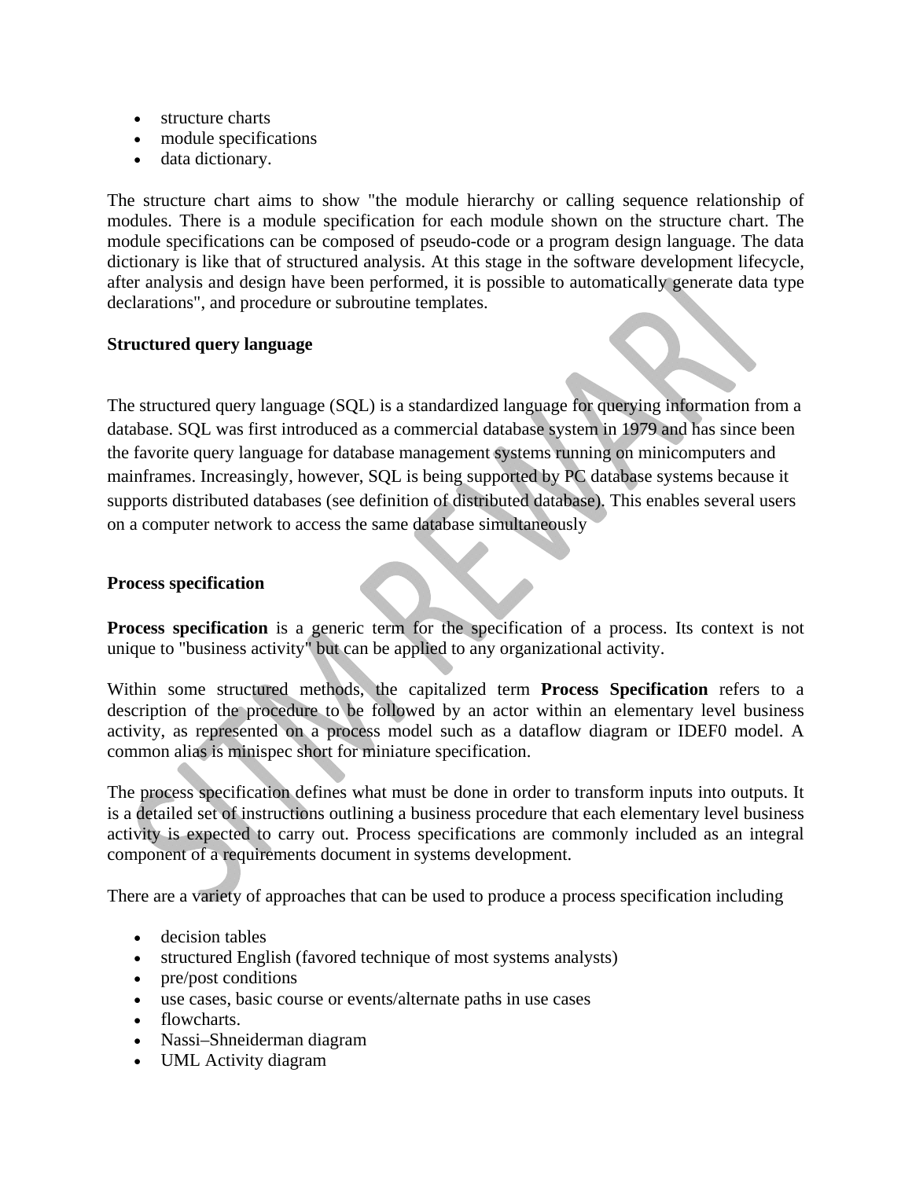- structure charts
- module specifications
- data dictionary.

The structure chart aims to show "the module hierarchy or calling sequence relationship of modules. There is a module specification for each module shown on the structure chart. The module specifications can be composed of pseudo-code or a program design language. The data dictionary is like that of structured analysis. At this stage in the software development lifecycle, after analysis and design have been performed, it is possible to automatically generate data type declarations", and procedure or subroutine templates.

**Structured query language**

The structured query language (SQL) is a standardized language for querying information from a database. SQL was first introduced as a commercial database system in 1979 and has since been the favorite query language for database management systems running on minicomputers and mainframes. Increasingly, however, SQL is being supported by PC database systems because it supports distributed databases (see definition of distributed database). This enables several users on a computer network to access the same database simultaneously

**Process specification**

**Process specification** is a generic term for the specification of a process. Its context is not unique to "business activity" but can be applied to any organizational activity.

Within some structured methods, the capitalized term **Process Specification** refers to a description of the procedure to be followed by an actor within an elementary level business activity, as represented on a process model such as a dataflow diagram or IDEF0 model. A common alias is minispec short for miniature specification.

The process specification defines what must be done in order to transform inputs into outputs. It is a detailed set of instructions outlining a business procedure that each elementary level business activity is expected to carry out. Process specifications are commonly included as an integral component of a requirements document in systems development.

There are a variety of approaches that can be used to produce a process specification including

- decision tables
- structured English (favored technique of most systems analysts)
- pre/post conditions
- use cases, basic course or events/alternate paths in use cases
- flowcharts.
- Nassi–Shneiderman diagram
- UML Activity diagram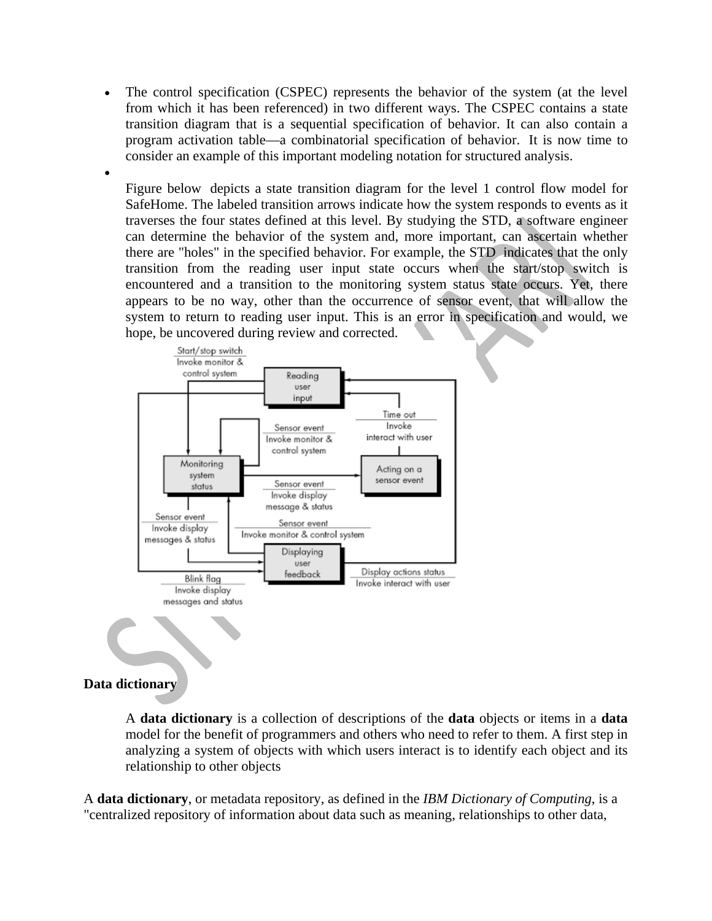- The control specification (CSPEC) represents the behavior of the system (at the level from which it has been referenced) in two different ways. The CSPEC contains a state transition diagram that is a sequential specification of behavior. It can also contain a program activation table—a combinatorial specification of behavior. It is now time to consider an example of this important modeling notation for structured analysis.
- Figure below depicts a state transition diagram for the level 1 control flow model for SafeHome. The labeled transition arrows indicate how the system responds to events as it traverses the four states defined at this level. By studying the STD, a software engineer can determine the behavior of the system and, more important, can ascertain whether there are "holes" in the specified behavior. For example, the STD indicates that the only transition from the reading user input state occurs when the start/stop switch is encountered and a transition to the monitoring system status state occurs. Yet, there appears to be no way, other than the occurrence of sensor event, that will allow the system to return to reading user input. This is an error in specification and would, we hope, be uncovered during review and corrected.

## Data dictionary

A **data dictionary** is a collection of descriptions of the **data** objects or items in a **data** model for the benefit of programmers and others who need to refer to them. A first step in analyzing a system of objects with which users interact is to identify each object and its relationship to other objects

A **data dictionary**, or metadata repository, as defined in the *IBM Dictionary of Computing*, is a "centralized repository of information about data such as meaning, relationships to other data,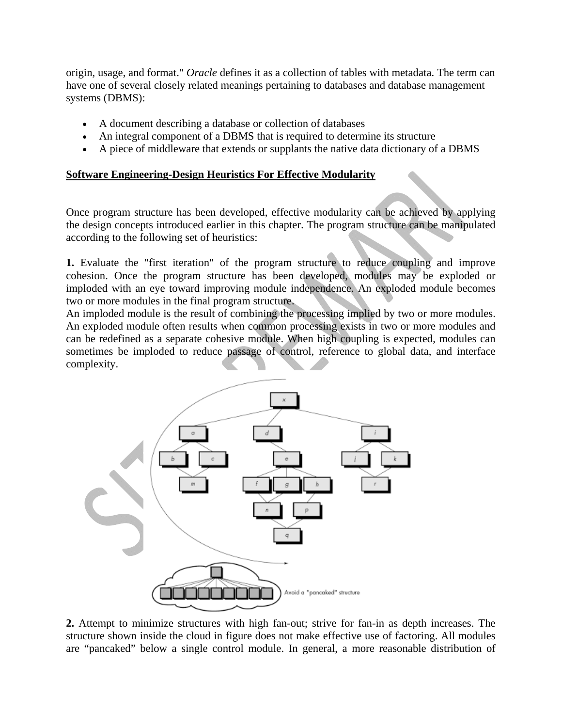origin, usage, and format." *Oracle* defines it as a collection of tables with metadata. The term can have one of several closely related meanings pertaining to databases and database management systems (DBMS):

- A document describing a database or collection of databases
- An integral component of a DBMS that is required to determine its structure
- A piece of middleware that extends or supplants the native data dictionary of a DBMS

## Software Engineering-Design Heuristics For Effective Modularity

Once program structure has been developed, effective modularity can be achieved by applying the design concepts introduced earlier in this chapter. The program structure can be manipulated according to the following set of heuristics:

**1.** Evaluate the "first iteration" of the program structure to reduce coupling and improve cohesion. Once the program structure has been developed, modules may be exploded or imploded with an eye toward improving module independence. An exploded module becomes two or more modules in the final program structure.
An imploded module is the result of combining the processing implied by two or more modules. An exploded module often results when common processing exists in two or more modules and can be redefined as a separate cohesive module. When high coupling is expected, modules can sometimes be imploded to reduce passage of control, reference to global data, and interface complexity.

Avoid a "pancaked" structure

**2.** Attempt to minimize structures with high fan-out; strive for fan-in as depth increases. The structure shown inside the cloud in figure does not make effective use of factoring. All modules are "pancaked" below a single control module. In general, a more reasonable distribution of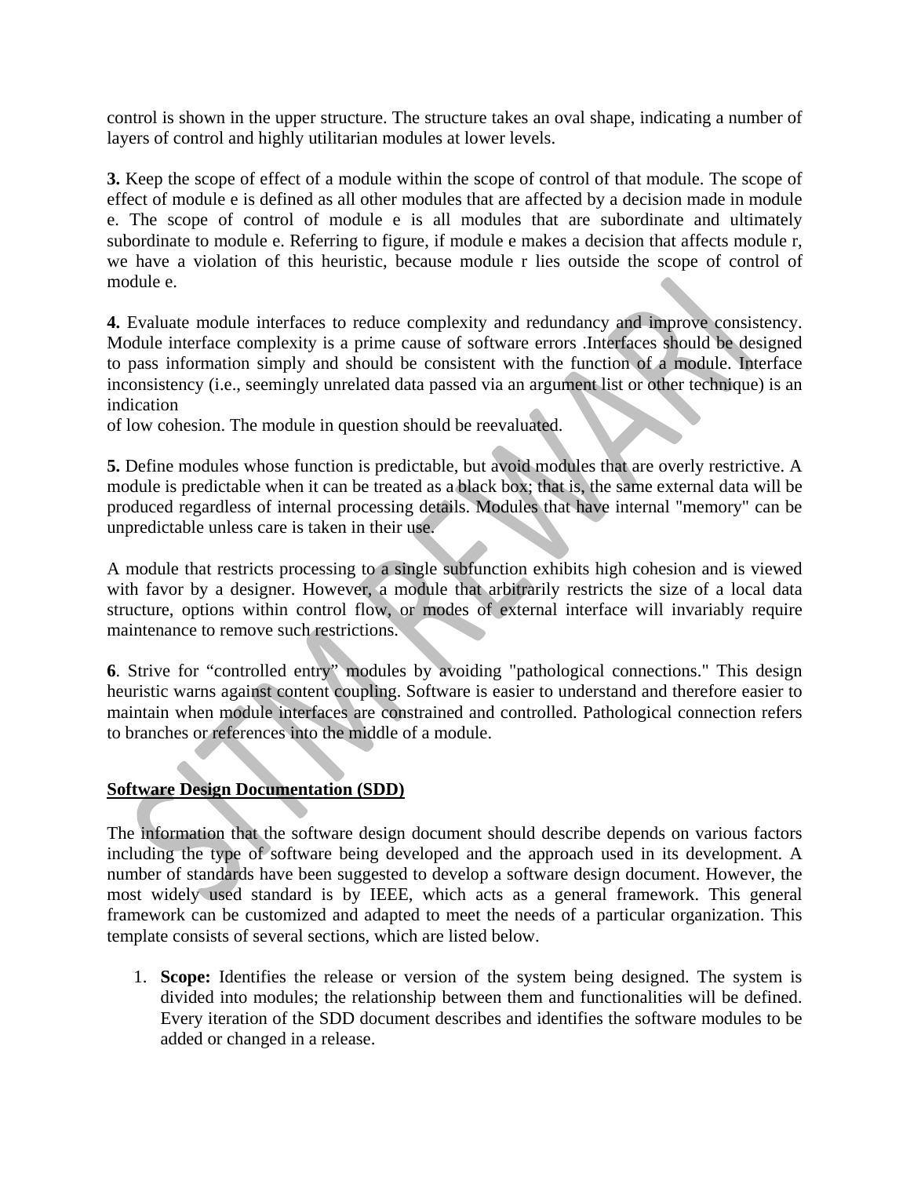control is shown in the upper structure. The structure takes an oval shape, indicating a number of layers of control and highly utilitarian modules at lower levels.

**3.** Keep the scope of effect of a module within the scope of control of that module. The scope of effect of module e is defined as all other modules that are affected by a decision made in module e. The scope of control of module e is all modules that are subordinate and ultimately subordinate to module e. Referring to figure, if module e makes a decision that affects module r, we have a violation of this heuristic, because module r lies outside the scope of control of module e.

**4.** Evaluate module interfaces to reduce complexity and redundancy and improve consistency. Module interface complexity is a prime cause of software errors .Interfaces should be designed to pass information simply and should be consistent with the function of a module. Interface inconsistency (i.e., seemingly unrelated data passed via an argument list or other technique) is an indication
of low cohesion. The module in question should be reevaluated.

**5.** Define modules whose function is predictable, but avoid modules that are overly restrictive. A module is predictable when it can be treated as a black box; that is, the same external data will be produced regardless of internal processing details. Modules that have internal "memory" can be unpredictable unless care is taken in their use.

A module that restricts processing to a single subfunction exhibits high cohesion and is viewed with favor by a designer. However, a module that arbitrarily restricts the size of a local data structure, options within control flow, or modes of external interface will invariably require maintenance to remove such restrictions.

**6**. Strive for “controlled entry” modules by avoiding "pathological connections." This design heuristic warns against content coupling. Software is easier to understand and therefore easier to maintain when module interfaces are constrained and controlled. Pathological connection refers to branches or references into the middle of a module.

## Software Design Documentation (SDD)

The information that the software design document should describe depends on various factors including the type of software being developed and the approach used in its development. A number of standards have been suggested to develop a software design document. However, the most widely used standard is by IEEE, which acts as a general framework. This general framework can be customized and adapted to meet the needs of a particular organization. This template consists of several sections, which are listed below.

1. **Scope:** Identifies the release or version of the system being designed. The system is divided into modules; the relationship between them and functionalities will be defined. Every iteration of the SDD document describes and identifies the software modules to be added or changed in a release.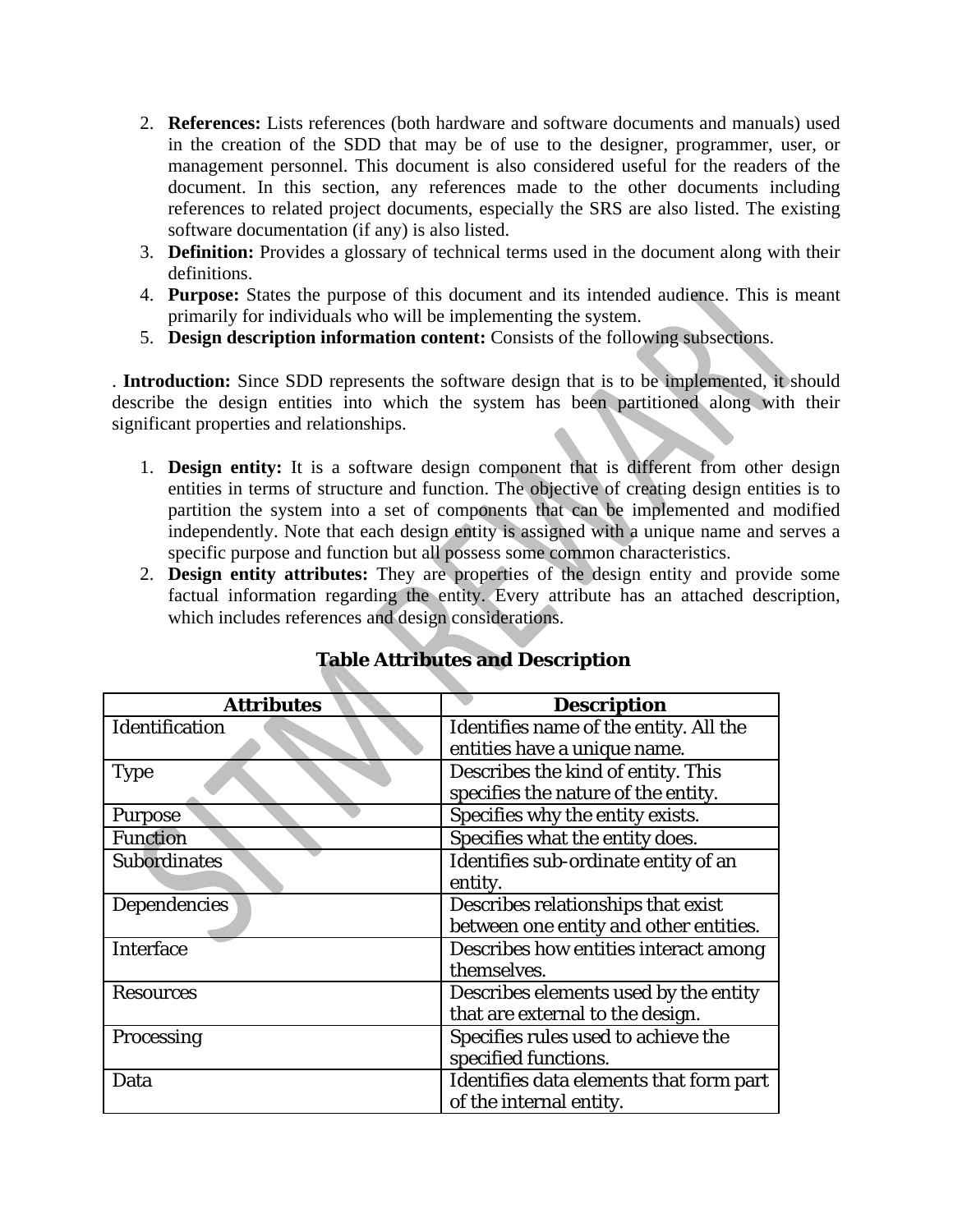2. **References:** Lists references (both hardware and software documents and manuals) used in the creation of the SDD that may be of use to the designer, programmer, user, or management personnel. This document is also considered useful for the readers of the document. In this section, any references made to the other documents including references to related project documents, especially the SRS are also listed. The existing software documentation (if any) is also listed.
3. **Definition:** Provides a glossary of technical terms used in the document along with their definitions.
4. **Purpose:** States the purpose of this document and its intended audience. This is meant primarily for individuals who will be implementing the system.
5. **Design description information content:** Consists of the following subsections.

. **Introduction:** Since SDD represents the software design that is to be implemented, it should describe the design entities into which the system has been partitioned along with their significant properties and relationships.

1. **Design entity:** It is a software design component that is different from other design entities in terms of structure and function. The objective of creating design entities is to partition the system into a set of components that can be implemented and modified independently. Note that each design entity is assigned with a unique name and serves a specific purpose and function but all possess some common characteristics.
2. **Design entity attributes:** They are properties of the design entity and provide some factual information regarding the entity. Every attribute has an attached description, which includes references and design considerations.

**Table Attributes and Description**

| Attributes | Description |
|---|---|
| Identification | Identifies name of the entity. All the entities have a unique name. |
| Type | Describes the kind of entity. This specifies the nature of the entity. |
| Purpose | Specifies why the entity exists. |
| Function | Specifies what the entity does. |
| Subordinates | Identifies sub-ordinate entity of an entity. |
| Dependencies | Describes relationships that exist between one entity and other entities. |
| Interface | Describes how entities interact among themselves. |
| Resources | Describes elements used by the entity that are external to the design. |
| Processing | Specifies rules used to achieve the specified functions. |
| Data | Identifies data elements that form part of the internal entity. |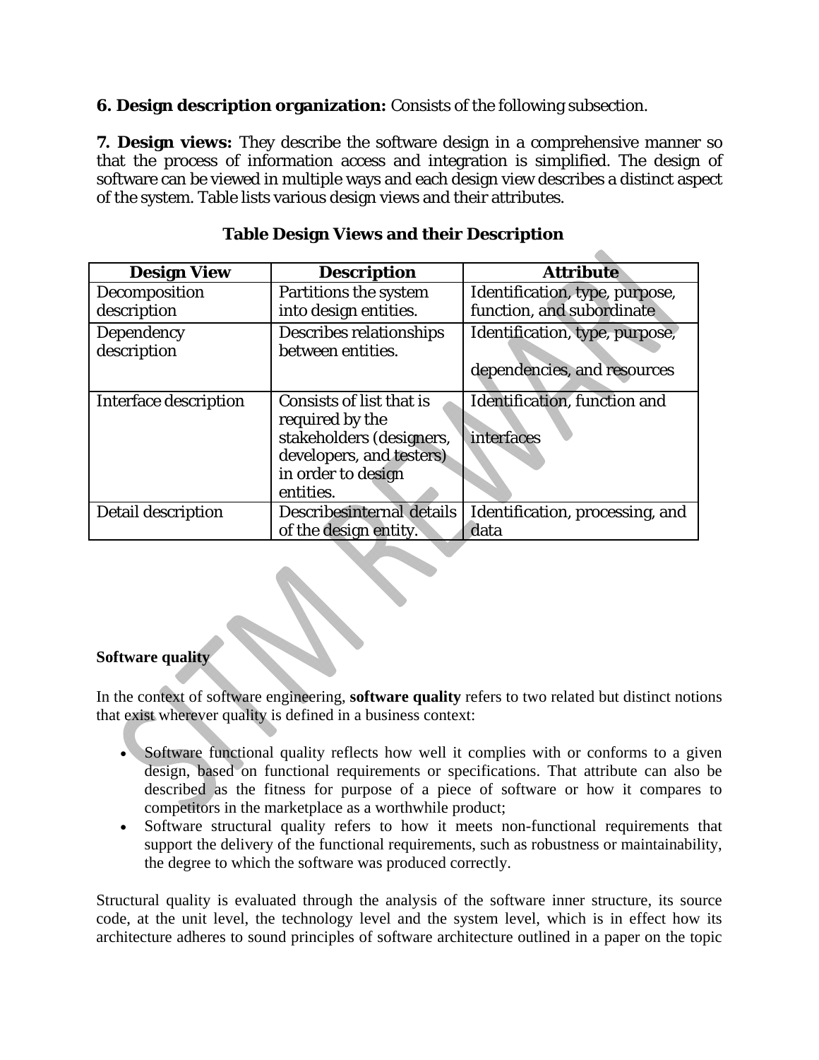**6. Design description organization:** Consists of the following subsection.

**7. Design views:** They describe the software design in a comprehensive manner so that the process of information access and integration is simplified. The design of software can be viewed in multiple ways and each design view describes a distinct aspect of the system. Table lists various design views and their attributes.

**Table Design Views and their Description**

| Design View | Description | Attribute |
|---|---|---|
| Decomposition description | Partitions the system into design entities. | Identification, type, purpose, function, and subordinate |
| Dependency description | Describes relationships between entities. | Identification, type, purpose, dependencies, and resources |
| Interface description | Consists of list that is required by the stakeholders (designers, developers, and testers) in order to design entities. | Identification, function and interfaces |
| Detail description | Describesinternal details of the design entity. | Identification, processing, and data |

**Software quality**

In the context of software engineering, **software quality** refers to two related but distinct notions that exist wherever quality is defined in a business context:

- Software functional quality reflects how well it complies with or conforms to a given design, based on functional requirements or specifications. That attribute can also be described as the fitness for purpose of a piece of software or how it compares to competitors in the marketplace as a worthwhile product;
- Software structural quality refers to how it meets non-functional requirements that support the delivery of the functional requirements, such as robustness or maintainability, the degree to which the software was produced correctly.

Structural quality is evaluated through the analysis of the software inner structure, its source code, at the unit level, the technology level and the system level, which is in effect how its architecture adheres to sound principles of software architecture outlined in a paper on the topic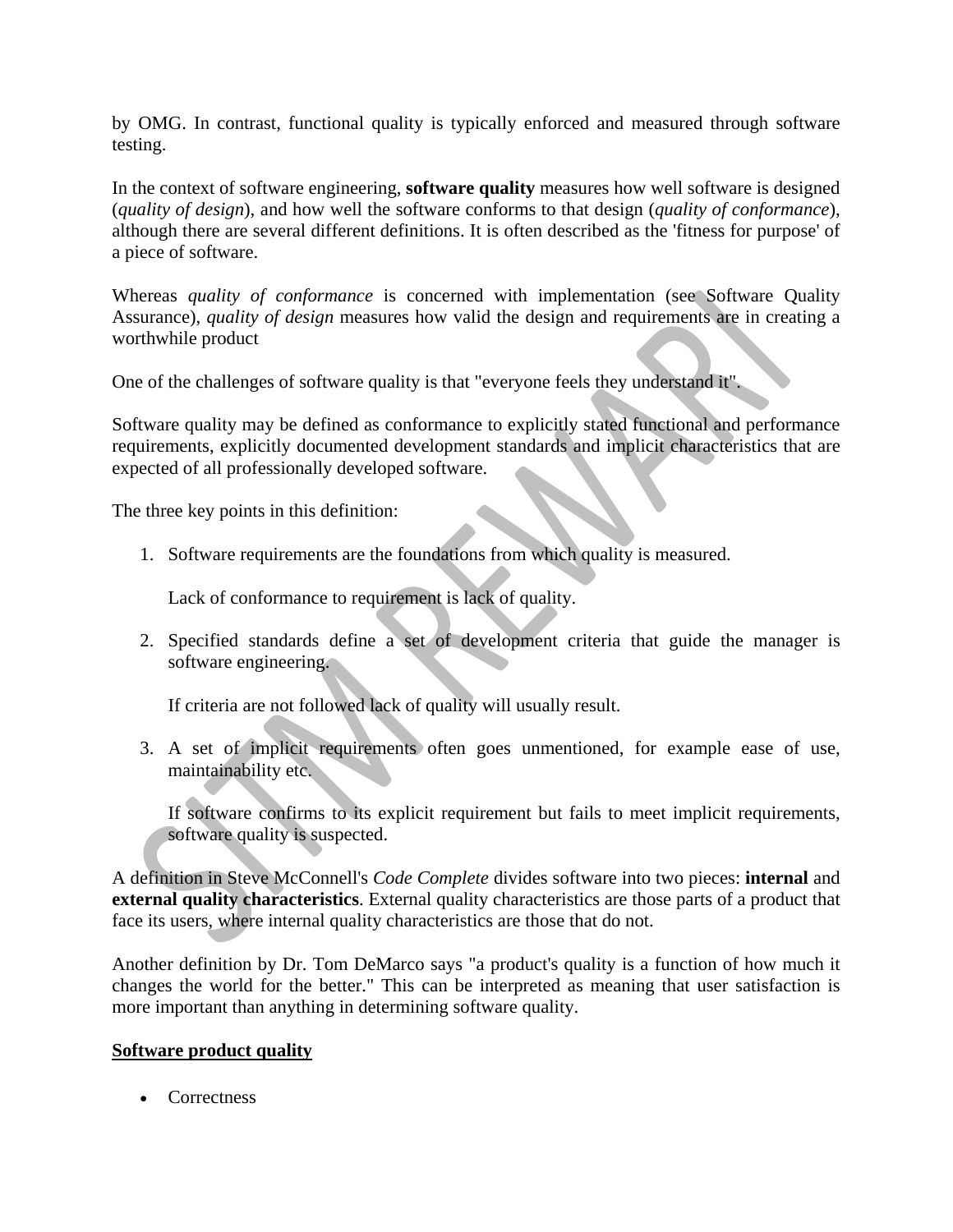by OMG. In contrast, functional quality is typically enforced and measured through software testing.

In the context of software engineering, **software quality** measures how well software is designed (*quality of design*), and how well the software conforms to that design (*quality of conformance*), although there are several different definitions. It is often described as the 'fitness for purpose' of a piece of software.

Whereas *quality of conformance* is concerned with implementation (see Software Quality Assurance), *quality of design* measures how valid the design and requirements are in creating a worthwhile product

One of the challenges of software quality is that "everyone feels they understand it".

Software quality may be defined as conformance to explicitly stated functional and performance requirements, explicitly documented development standards and implicit characteristics that are expected of all professionally developed software.

The three key points in this definition:

1. Software requirements are the foundations from which quality is measured.

   Lack of conformance to requirement is lack of quality.

2. Specified standards define a set of development criteria that guide the manager is software engineering.

   If criteria are not followed lack of quality will usually result.

3. A set of implicit requirements often goes unmentioned, for example ease of use, maintainability etc.

   If software confirms to its explicit requirement but fails to meet implicit requirements, software quality is suspected.

A definition in Steve McConnell's *Code Complete* divides software into two pieces: **internal** and **external quality characteristics**. External quality characteristics are those parts of a product that face its users, where internal quality characteristics are those that do not.

Another definition by Dr. Tom DeMarco says "a product's quality is a function of how much it changes the world for the better." This can be interpreted as meaning that user satisfaction is more important than anything in determining software quality.

**Software product quality**

- Correctness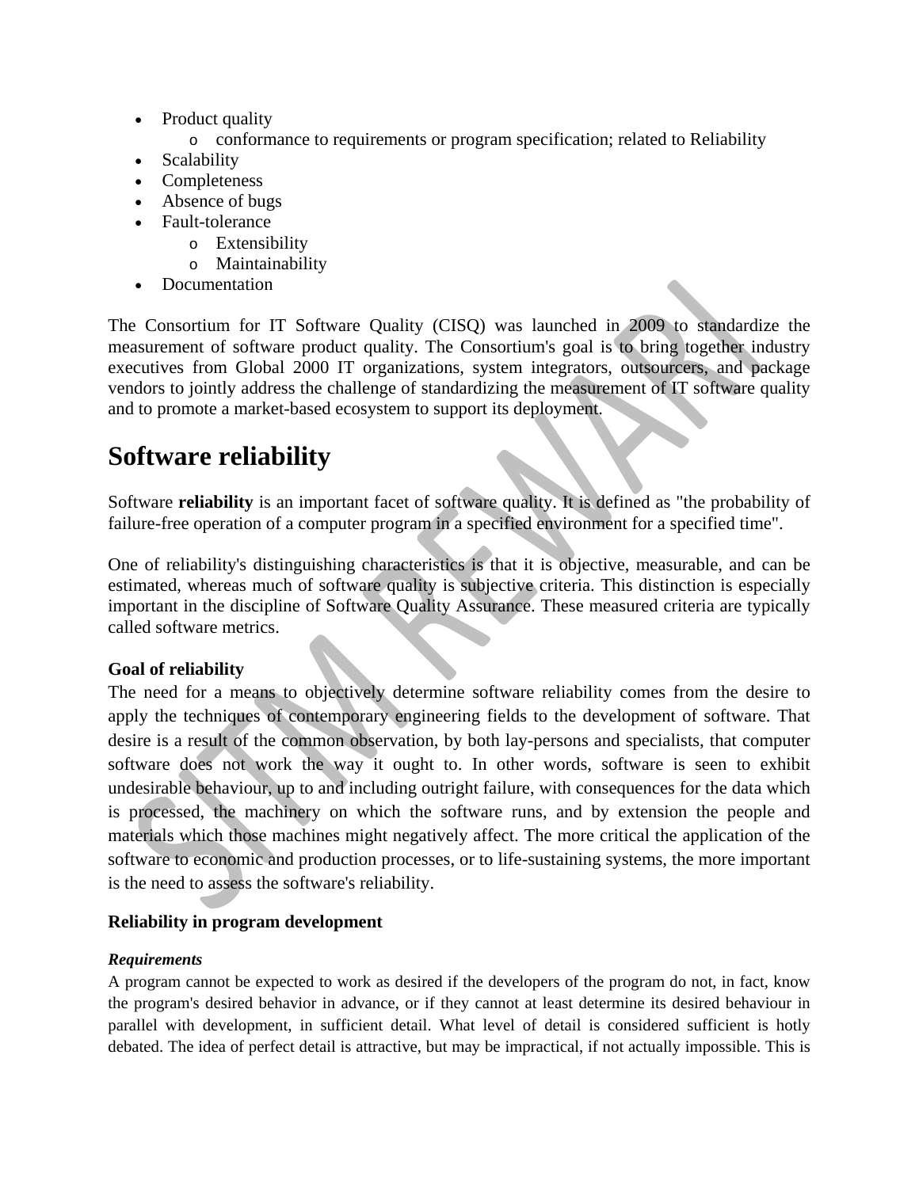- Product quality
    - conformance to requirements or program specification; related to Reliability
- Scalability
- Completeness
- Absence of bugs
- Fault-tolerance
    - Extensibility
    - Maintainability
- Documentation

The Consortium for IT Software Quality (CISQ) was launched in 2009 to standardize the measurement of software product quality. The Consortium's goal is to bring together industry executives from Global 2000 IT organizations, system integrators, outsourcers, and package vendors to jointly address the challenge of standardizing the measurement of IT software quality and to promote a market-based ecosystem to support its deployment.

# Software reliability

Software **reliability** is an important facet of software quality. It is defined as "the probability of failure-free operation of a computer program in a specified environment for a specified time".

One of reliability's distinguishing characteristics is that it is objective, measurable, and can be estimated, whereas much of software quality is subjective criteria. This distinction is especially important in the discipline of Software Quality Assurance. These measured criteria are typically called software metrics.

### Goal of reliability

The need for a means to objectively determine software reliability comes from the desire to apply the techniques of contemporary engineering fields to the development of software. That desire is a result of the common observation, by both lay-persons and specialists, that computer software does not work the way it ought to. In other words, software is seen to exhibit undesirable behaviour, up to and including outright failure, with consequences for the data which is processed, the machinery on which the software runs, and by extension the people and materials which those machines might negatively affect. The more critical the application of the software to economic and production processes, or to life-sustaining systems, the more important is the need to assess the software's reliability.

### Reliability in program development

***Requirements***

A program cannot be expected to work as desired if the developers of the program do not, in fact, know the program's desired behavior in advance, or if they cannot at least determine its desired behaviour in parallel with development, in sufficient detail. What level of detail is considered sufficient is hotly debated. The idea of perfect detail is attractive, but may be impractical, if not actually impossible. This is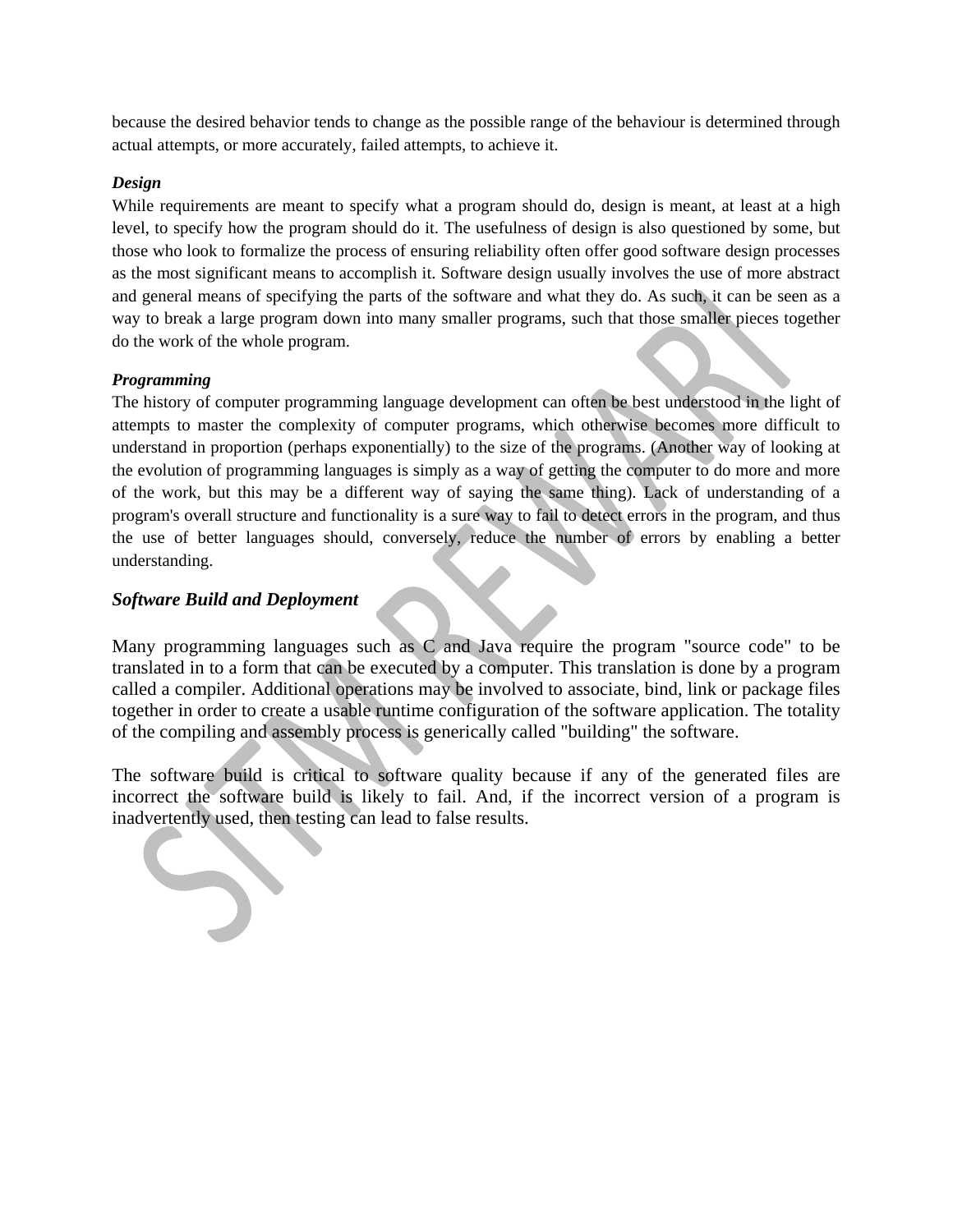because the desired behavior tends to change as the possible range of the behaviour is determined through actual attempts, or more accurately, failed attempts, to achieve it.

***Design***

While requirements are meant to specify what a program should do, design is meant, at least at a high level, to specify how the program should do it. The usefulness of design is also questioned by some, but those who look to formalize the process of ensuring reliability often offer good software design processes as the most significant means to accomplish it. Software design usually involves the use of more abstract and general means of specifying the parts of the software and what they do. As such, it can be seen as a way to break a large program down into many smaller programs, such that those smaller pieces together do the work of the whole program.

***Programming***

The history of computer programming language development can often be best understood in the light of attempts to master the complexity of computer programs, which otherwise becomes more difficult to understand in proportion (perhaps exponentially) to the size of the programs. (Another way of looking at the evolution of programming languages is simply as a way of getting the computer to do more and more of the work, but this may be a different way of saying the same thing). Lack of understanding of a program's overall structure and functionality is a sure way to fail to detect errors in the program, and thus the use of better languages should, conversely, reduce the number of errors by enabling a better understanding.

## *Software Build and Deployment*

Many programming languages such as C and Java require the program "source code" to be translated in to a form that can be executed by a computer. This translation is done by a program called a compiler. Additional operations may be involved to associate, bind, link or package files together in order to create a usable runtime configuration of the software application. The totality of the compiling and assembly process is generically called "building" the software.

The software build is critical to software quality because if any of the generated files are incorrect the software build is likely to fail. And, if the incorrect version of a program is inadvertently used, then testing can lead to false results.